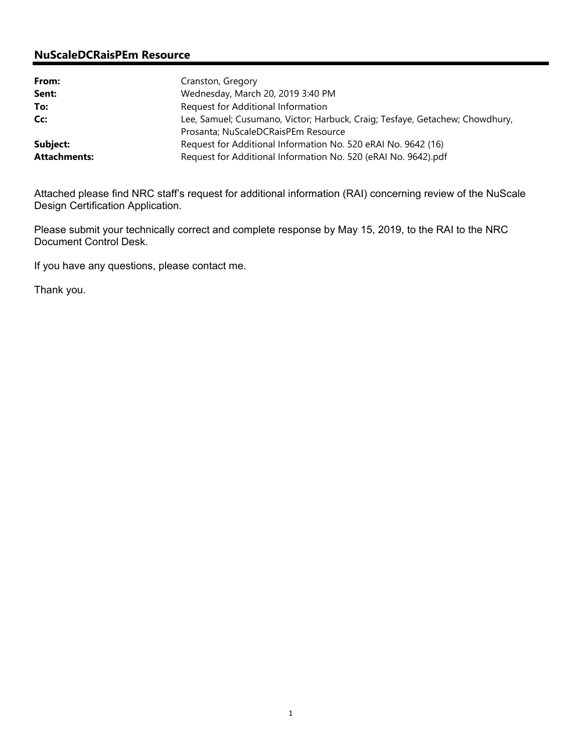## NuScaleDCRaisPEm Resource

| | |
|---|---|
| **From:** | Cranston, Gregory |
| **Sent:** | Wednesday, March 20, 2019 3:40 PM |
| **To:** | Request for Additional Information |
| **Cc:** | Lee, Samuel; Cusumano, Victor; Harbuck, Craig; Tesfaye, Getachew; Chowdhury, Prosanta; NuScaleDCRaisPEm Resource |
| **Subject:** | Request for Additional Information No. 520 eRAI No. 9642 (16) |
| **Attachments:** | Request for Additional Information No. 520 (eRAI No. 9642).pdf |

Attached please find NRC staff's request for additional information (RAI) concerning review of the NuScale Design Certification Application.

Please submit your technically correct and complete response by May 15, 2019, to the RAI to the NRC Document Control Desk.

If you have any questions, please contact me.

Thank you.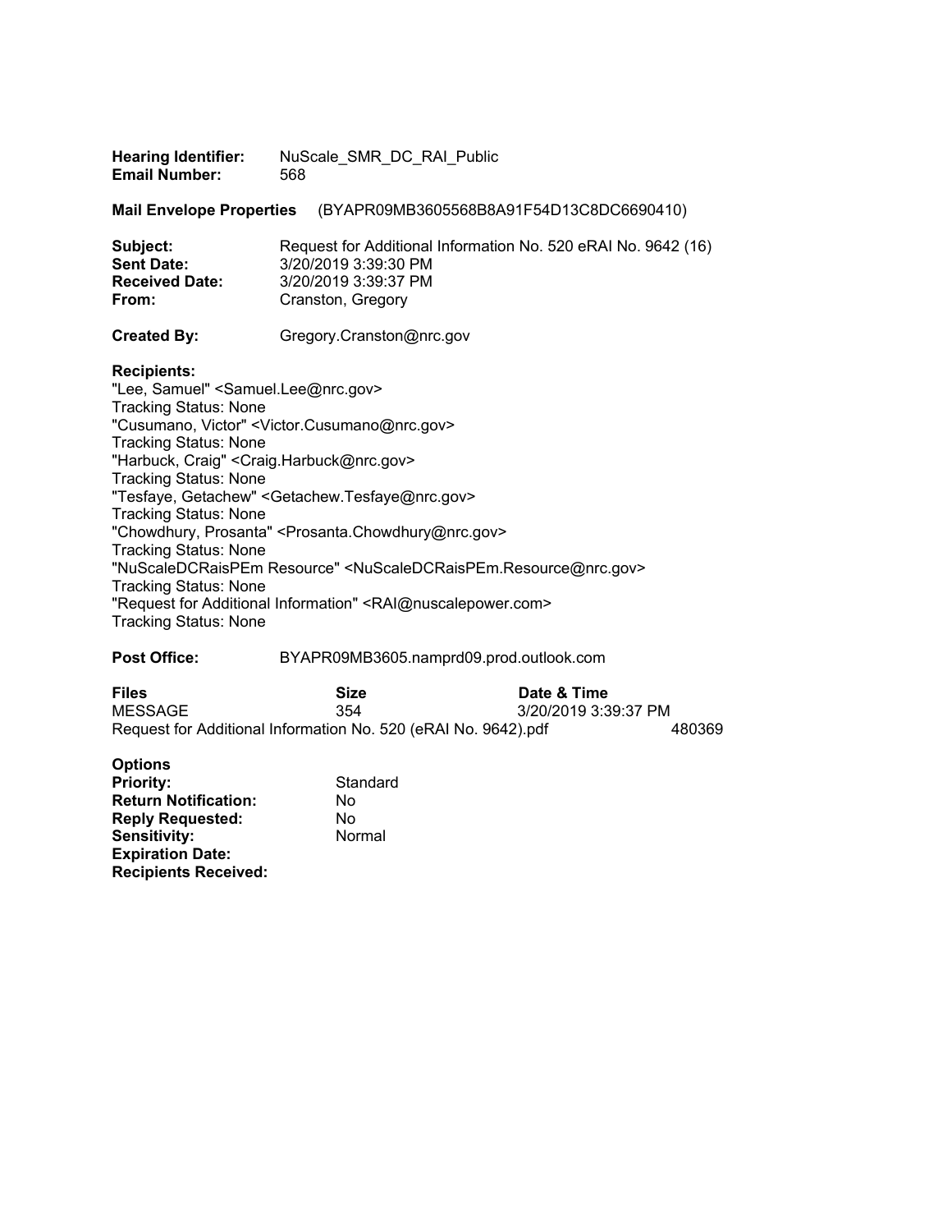**Hearing Identifier:** NuScale_SMR_DC_RAI_Public
**Email Number:** 568

**Mail Envelope Properties** (BYAPR09MB3605568B8A91F54D13C8DC6690410)

**Subject:** Request for Additional Information No. 520 eRAI No. 9642 (16)
**Sent Date:** 3/20/2019 3:39:30 PM
**Received Date:** 3/20/2019 3:39:37 PM
**From:** Cranston, Gregory

**Created By:** Gregory.Cranston@nrc.gov

**Recipients:**
"Lee, Samuel" <Samuel.Lee@nrc.gov>
Tracking Status: None
"Cusumano, Victor" <Victor.Cusumano@nrc.gov>
Tracking Status: None
"Harbuck, Craig" <Craig.Harbuck@nrc.gov>
Tracking Status: None
"Tesfaye, Getachew" <Getachew.Tesfaye@nrc.gov>
Tracking Status: None
"Chowdhury, Prosanta" <Prosanta.Chowdhury@nrc.gov>
Tracking Status: None
"NuScaleDCRaisPEm Resource" <NuScaleDCRaisPEm.Resource@nrc.gov>
Tracking Status: None
"Request for Additional Information" <RAI@nuscalepower.com>
Tracking Status: None

**Post Office:** BYAPR09MB3605.namprd09.prod.outlook.com

| **Files** | **Size** | **Date & Time** |
| --- | --- | --- |
| MESSAGE | 354 | 3/20/2019 3:39:37 PM |
| Request for Additional Information No. 520 (eRAI No. 9642).pdf | 480369 | |

**Options**
**Priority:** Standard
**Return Notification:** No
**Reply Requested:** No
**Sensitivity:** Normal
**Expiration Date:**
**Recipients Received:**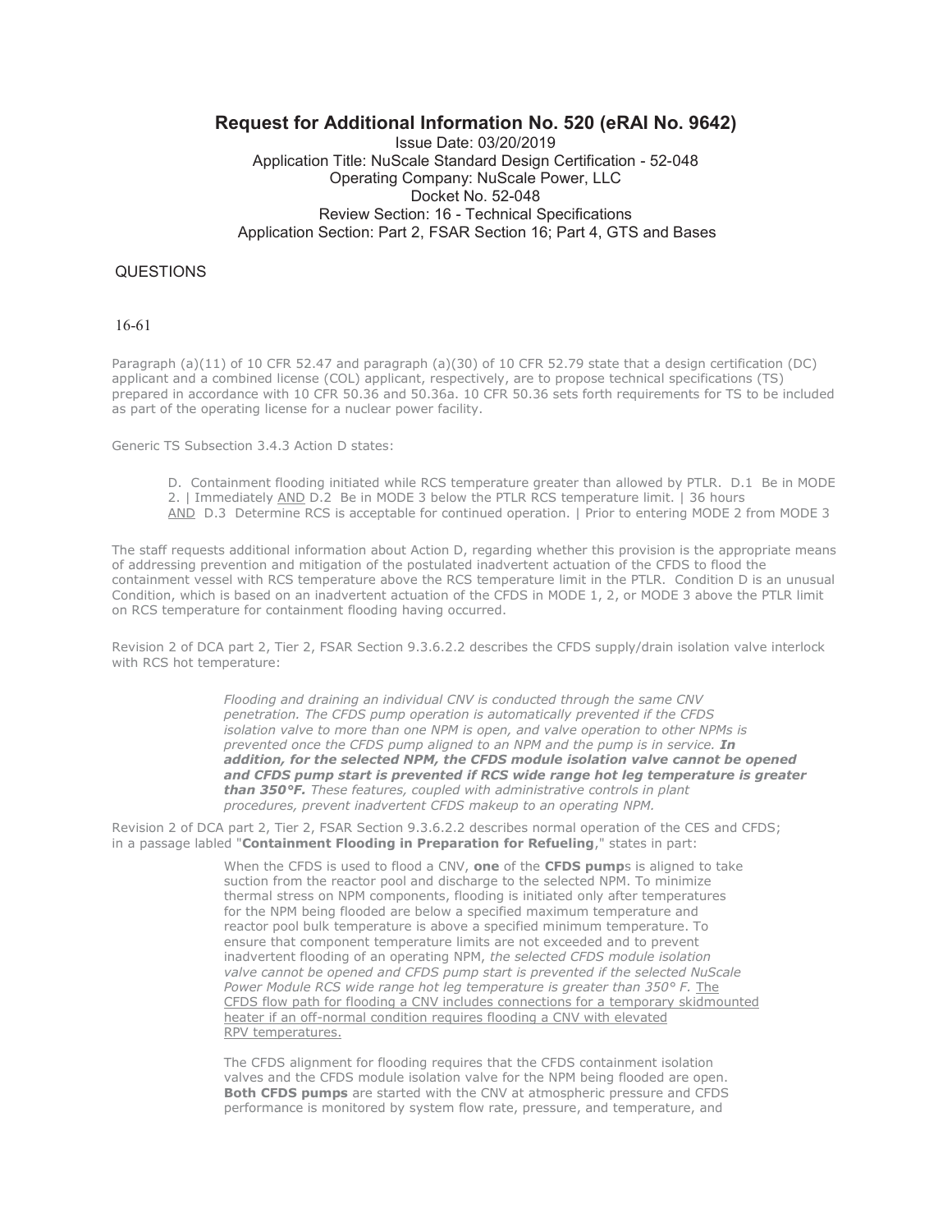## Request for Additional Information No. 520 (eRAI No. 9642)

Issue Date: 03/20/2019
Application Title: NuScale Standard Design Certification - 52-048
Operating Company: NuScale Power, LLC
Docket No. 52-048
Review Section: 16 - Technical Specifications
Application Section: Part 2, FSAR Section 16; Part 4, GTS and Bases

QUESTIONS

16-61

Paragraph (a)(11) of 10 CFR 52.47 and paragraph (a)(30) of 10 CFR 52.79 state that a design certification (DC) applicant and a combined license (COL) applicant, respectively, are to propose technical specifications (TS) prepared in accordance with 10 CFR 50.36 and 50.36a. 10 CFR 50.36 sets forth requirements for TS to be included as part of the operating license for a nuclear power facility.

Generic TS Subsection 3.4.3 Action D states:

> D. Containment flooding initiated while RCS temperature greater than allowed by PTLR. D.1 Be in MODE 2. | Immediately AND D.2 Be in MODE 3 below the PTLR RCS temperature limit. | 36 hours
> AND D.3 Determine RCS is acceptable for continued operation. | Prior to entering MODE 2 from MODE 3

The staff requests additional information about Action D, regarding whether this provision is the appropriate means of addressing prevention and mitigation of the postulated inadvertent actuation of the CFDS to flood the containment vessel with RCS temperature above the RCS temperature limit in the PTLR. Condition D is an unusual Condition, which is based on an inadvertent actuation of the CFDS in MODE 1, 2, or MODE 3 above the PTLR limit on RCS temperature for containment flooding having occurred.

Revision 2 of DCA part 2, Tier 2, FSAR Section 9.3.6.2.2 describes the CFDS supply/drain isolation valve interlock with RCS hot temperature:

> *Flooding and draining an individual CNV is conducted through the same CNV penetration. The CFDS pump operation is automatically prevented if the CFDS isolation valve to more than one NPM is open, and valve operation to other NPMs is prevented once the CFDS pump aligned to an NPM and the pump is in service.* ***In addition, for the selected NPM, the CFDS module isolation valve cannot be opened and CFDS pump start is prevented if RCS wide range hot leg temperature is greater than 350°F.*** *These features, coupled with administrative controls in plant procedures, prevent inadvertent CFDS makeup to an operating NPM.*

Revision 2 of DCA part 2, Tier 2, FSAR Section 9.3.6.2.2 describes normal operation of the CES and CFDS; in a passage labled "**Containment Flooding in Preparation for Refueling**," states in part:

> When the CFDS is used to flood a CNV, **one** of the **CFDS pump**s is aligned to take suction from the reactor pool and discharge to the selected NPM. To minimize thermal stress on NPM components, flooding is initiated only after temperatures for the NPM being flooded are below a specified maximum temperature and reactor pool bulk temperature is above a specified minimum temperature. To ensure that component temperature limits are not exceeded and to prevent inadvertent flooding of an operating NPM, *the selected CFDS module isolation valve cannot be opened and CFDS pump start is prevented if the selected NuScale Power Module RCS wide range hot leg temperature is greater than 350° F.* <u>The CFDS flow path for flooding a CNV includes connections for a temporary skidmounted heater if an off-normal condition requires flooding a CNV with elevated RPV temperatures.</u>
>
> The CFDS alignment for flooding requires that the CFDS containment isolation valves and the CFDS module isolation valve for the NPM being flooded are open. **Both CFDS pumps** are started with the CNV at atmospheric pressure and CFDS performance is monitored by system flow rate, pressure, and temperature, and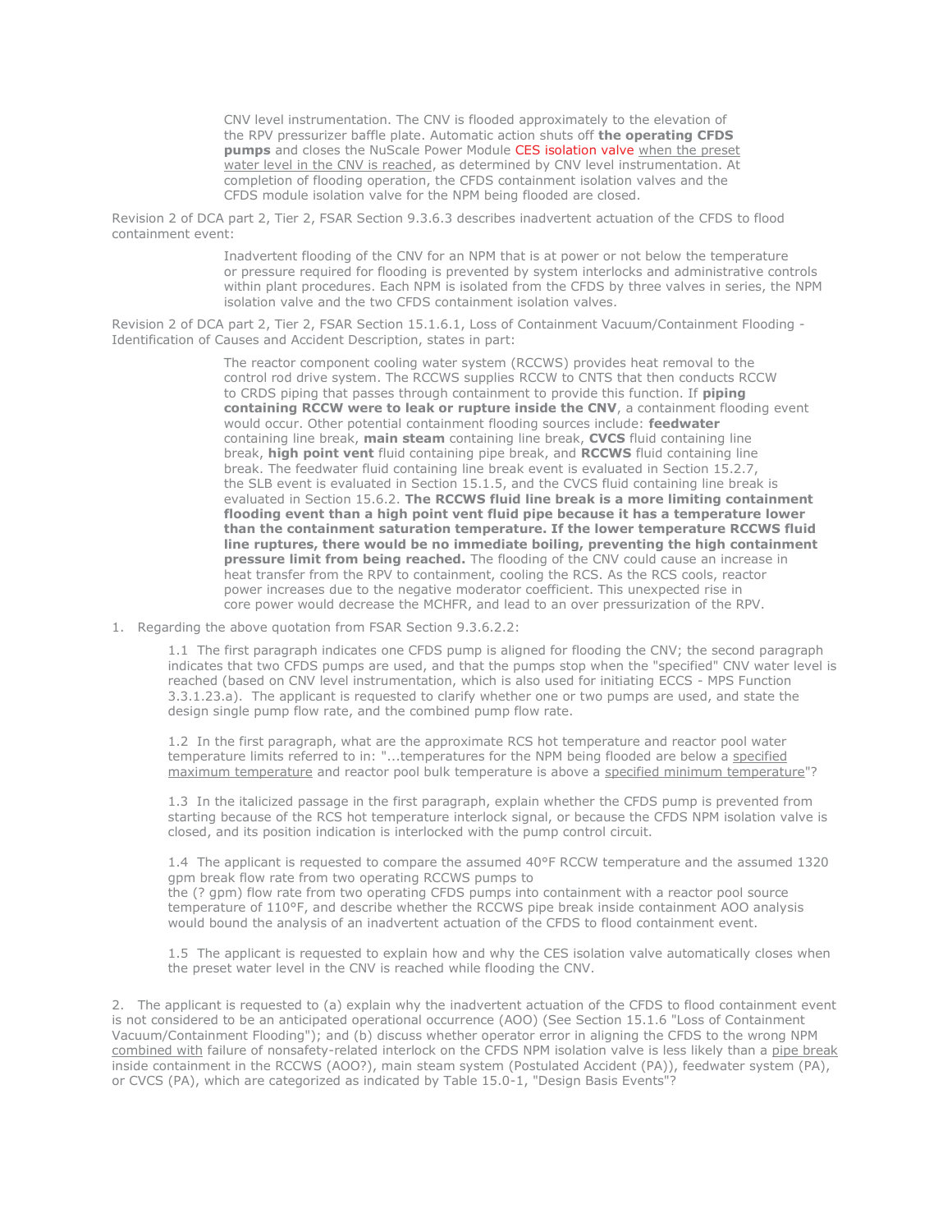> CNV level instrumentation. The CNV is flooded approximately to the elevation of the RPV pressurizer baffle plate. Automatic action shuts off **the operating CFDS pumps** and closes the NuScale Power Module CES isolation valve when the preset water level in the CNV is reached, as determined by CNV level instrumentation. At completion of flooding operation, the CFDS containment isolation valves and the CFDS module isolation valve for the NPM being flooded are closed.

Revision 2 of DCA part 2, Tier 2, FSAR Section 9.3.6.3 describes inadvertent actuation of the CFDS to flood containment event:

> Inadvertent flooding of the CNV for an NPM that is at power or not below the temperature or pressure required for flooding is prevented by system interlocks and administrative controls within plant procedures. Each NPM is isolated from the CFDS by three valves in series, the NPM isolation valve and the two CFDS containment isolation valves.

Revision 2 of DCA part 2, Tier 2, FSAR Section 15.1.6.1, Loss of Containment Vacuum/Containment Flooding - Identification of Causes and Accident Description, states in part:

> The reactor component cooling water system (RCCWS) provides heat removal to the control rod drive system. The RCCWS supplies RCCW to CNTS that then conducts RCCW to CRDS piping that passes through containment to provide this function. If **piping containing RCCW were to leak or rupture inside the CNV**, a containment flooding event would occur. Other potential containment flooding sources include: **feedwater** containing line break, **main steam** containing line break, **CVCS** fluid containing line break, **high point vent** fluid containing pipe break, and **RCCWS** fluid containing line break. The feedwater fluid containing line break event is evaluated in Section 15.2.7, the SLB event is evaluated in Section 15.1.5, and the CVCS fluid containing line break is evaluated in Section 15.6.2. **The RCCWS fluid line break is a more limiting containment flooding event than a high point vent fluid pipe because it has a temperature lower than the containment saturation temperature. If the lower temperature RCCWS fluid line ruptures, there would be no immediate boiling, preventing the high containment pressure limit from being reached.** The flooding of the CNV could cause an increase in heat transfer from the RPV to containment, cooling the RCS. As the RCS cools, reactor power increases due to the negative moderator coefficient. This unexpected rise in core power would decrease the MCHFR, and lead to an over pressurization of the RPV.

1. Regarding the above quotation from FSAR Section 9.3.6.2.2:

   1.1 The first paragraph indicates one CFDS pump is aligned for flooding the CNV; the second paragraph indicates that two CFDS pumps are used, and that the pumps stop when the "specified" CNV water level is reached (based on CNV level instrumentation, which is also used for initiating ECCS - MPS Function 3.3.1.23.a). The applicant is requested to clarify whether one or two pumps are used, and state the design single pump flow rate, and the combined pump flow rate.

   1.2 In the first paragraph, what are the approximate RCS hot temperature and reactor pool water temperature limits referred to in: "...temperatures for the NPM being flooded are below a specified maximum temperature and reactor pool bulk temperature is above a specified minimum temperature"?

   1.3 In the italicized passage in the first paragraph, explain whether the CFDS pump is prevented from starting because of the RCS hot temperature interlock signal, or because the CFDS NPM isolation valve is closed, and its position indication is interlocked with the pump control circuit.

   1.4 The applicant is requested to compare the assumed 40°F RCCW temperature and the assumed 1320 gpm break flow rate from two operating RCCWS pumps to the (? gpm) flow rate from two operating CFDS pumps into containment with a reactor pool source temperature of 110°F, and describe whether the RCCWS pipe break inside containment AOO analysis would bound the analysis of an inadvertent actuation of the CFDS to flood containment event.

   1.5 The applicant is requested to explain how and why the CES isolation valve automatically closes when the preset water level in the CNV is reached while flooding the CNV.

2. The applicant is requested to (a) explain why the inadvertent actuation of the CFDS to flood containment event is not considered to be an anticipated operational occurrence (AOO) (See Section 15.1.6 "Loss of Containment Vacuum/Containment Flooding"); and (b) discuss whether operator error in aligning the CFDS to the wrong NPM combined with failure of nonsafety-related interlock on the CFDS NPM isolation valve is less likely than a pipe break inside containment in the RCCWS (AOO?), main steam system (Postulated Accident (PA)), feedwater system (PA), or CVCS (PA), which are categorized as indicated by Table 15.0-1, "Design Basis Events"?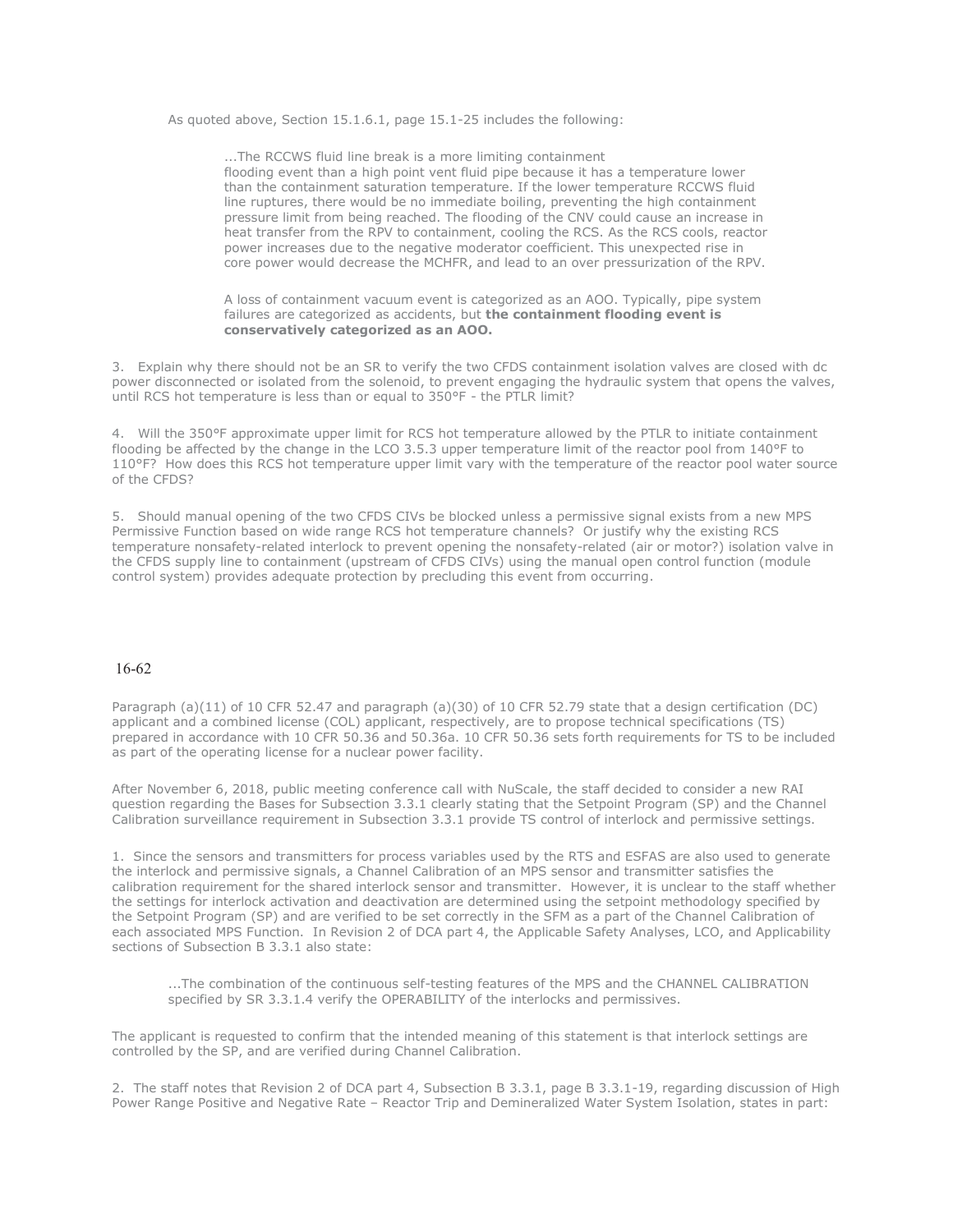As quoted above, Section 15.1.6.1, page 15.1-25 includes the following:

> ...The RCCWS fluid line break is a more limiting containment flooding event than a high point vent fluid pipe because it has a temperature lower than the containment saturation temperature. If the lower temperature RCCWS fluid line ruptures, there would be no immediate boiling, preventing the high containment pressure limit from being reached. The flooding of the CNV could cause an increase in heat transfer from the RPV to containment, cooling the RCS. As the RCS cools, reactor power increases due to the negative moderator coefficient. This unexpected rise in core power would decrease the MCHFR, and lead to an over pressurization of the RPV.
>
> A loss of containment vacuum event is categorized as an AOO. Typically, pipe system failures are categorized as accidents, but **the containment flooding event is conservatively categorized as an AOO.**

3. Explain why there should not be an SR to verify the two CFDS containment isolation valves are closed with dc power disconnected or isolated from the solenoid, to prevent engaging the hydraulic system that opens the valves, until RCS hot temperature is less than or equal to 350°F - the PTLR limit?

4. Will the 350°F approximate upper limit for RCS hot temperature allowed by the PTLR to initiate containment flooding be affected by the change in the LCO 3.5.3 upper temperature limit of the reactor pool from 140°F to 110°F? How does this RCS hot temperature upper limit vary with the temperature of the reactor pool water source of the CFDS?

5. Should manual opening of the two CFDS CIVs be blocked unless a permissive signal exists from a new MPS Permissive Function based on wide range RCS hot temperature channels? Or justify why the existing RCS temperature nonsafety-related interlock to prevent opening the nonsafety-related (air or motor?) isolation valve in the CFDS supply line to containment (upstream of CFDS CIVs) using the manual open control function (module control system) provides adequate protection by precluding this event from occurring.

## 16-62

Paragraph (a)(11) of 10 CFR 52.47 and paragraph (a)(30) of 10 CFR 52.79 state that a design certification (DC) applicant and a combined license (COL) applicant, respectively, are to propose technical specifications (TS) prepared in accordance with 10 CFR 50.36 and 50.36a. 10 CFR 50.36 sets forth requirements for TS to be included as part of the operating license for a nuclear power facility.

After November 6, 2018, public meeting conference call with NuScale, the staff decided to consider a new RAI question regarding the Bases for Subsection 3.3.1 clearly stating that the Setpoint Program (SP) and the Channel Calibration surveillance requirement in Subsection 3.3.1 provide TS control of interlock and permissive settings.

1. Since the sensors and transmitters for process variables used by the RTS and ESFAS are also used to generate the interlock and permissive signals, a Channel Calibration of an MPS sensor and transmitter satisfies the calibration requirement for the shared interlock sensor and transmitter. However, it is unclear to the staff whether the settings for interlock activation and deactivation are determined using the setpoint methodology specified by the Setpoint Program (SP) and are verified to be set correctly in the SFM as a part of the Channel Calibration of each associated MPS Function. In Revision 2 of DCA part 4, the Applicable Safety Analyses, LCO, and Applicability sections of Subsection B 3.3.1 also state:

> ...The combination of the continuous self-testing features of the MPS and the CHANNEL CALIBRATION specified by SR 3.3.1.4 verify the OPERABILITY of the interlocks and permissives.

The applicant is requested to confirm that the intended meaning of this statement is that interlock settings are controlled by the SP, and are verified during Channel Calibration.

2. The staff notes that Revision 2 of DCA part 4, Subsection B 3.3.1, page B 3.3.1-19, regarding discussion of High Power Range Positive and Negative Rate – Reactor Trip and Demineralized Water System Isolation, states in part: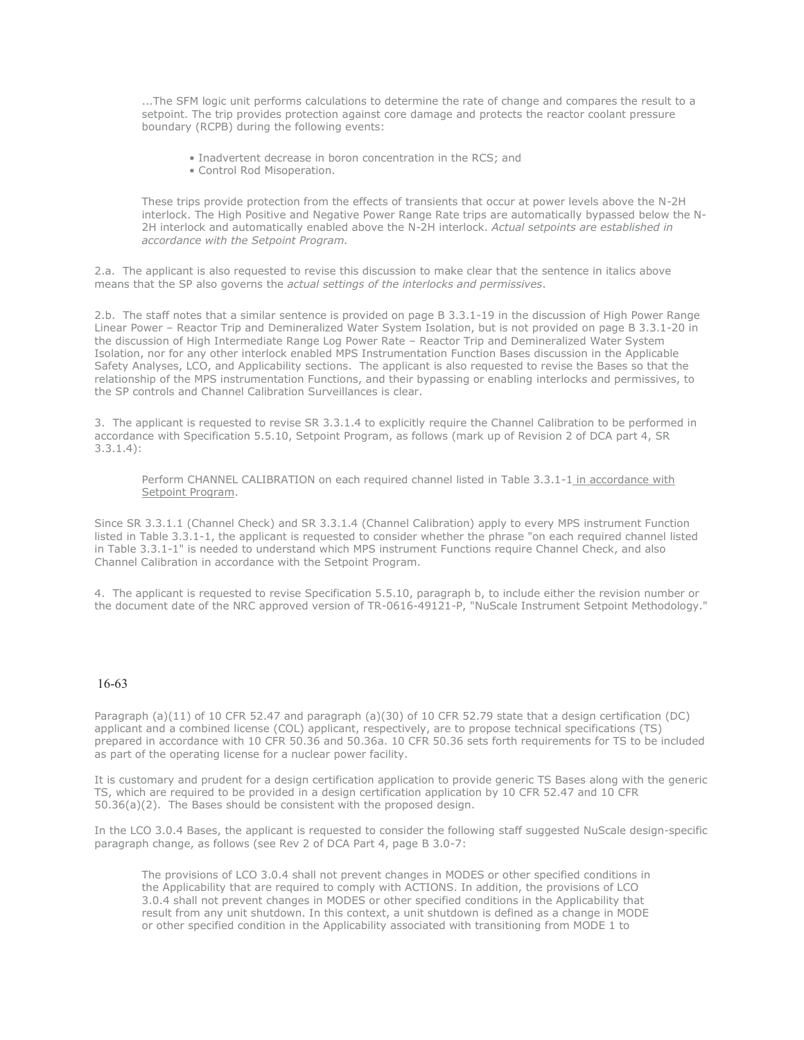> ...The SFM logic unit performs calculations to determine the rate of change and compares the result to a setpoint. The trip provides protection against core damage and protects the reactor coolant pressure boundary (RCPB) during the following events:
>
> - Inadvertent decrease in boron concentration in the RCS; and
> - Control Rod Misoperation.
>
> These trips provide protection from the effects of transients that occur at power levels above the N-2H interlock. The High Positive and Negative Power Range Rate trips are automatically bypassed below the N-2H interlock and automatically enabled above the N-2H interlock. *Actual setpoints are established in accordance with the Setpoint Program.*

2.a. The applicant is also requested to revise this discussion to make clear that the sentence in italics above means that the SP also governs the *actual settings of the interlocks and permissives*.

2.b. The staff notes that a similar sentence is provided on page B 3.3.1-19 in the discussion of High Power Range Linear Power – Reactor Trip and Demineralized Water System Isolation, but is not provided on page B 3.3.1-20 in the discussion of High Intermediate Range Log Power Rate – Reactor Trip and Demineralized Water System Isolation, nor for any other interlock enabled MPS Instrumentation Function Bases discussion in the Applicable Safety Analyses, LCO, and Applicability sections. The applicant is also requested to revise the Bases so that the relationship of the MPS instrumentation Functions, and their bypassing or enabling interlocks and permissives, to the SP controls and Channel Calibration Surveillances is clear.

3. The applicant is requested to revise SR 3.3.1.4 to explicitly require the Channel Calibration to be performed in accordance with Specification 5.5.10, Setpoint Program, as follows (mark up of Revision 2 of DCA part 4, SR 3.3.1.4):

> Perform CHANNEL CALIBRATION on each required channel listed in Table 3.3.1-1 <u>in accordance with Setpoint Program</u>.

Since SR 3.3.1.1 (Channel Check) and SR 3.3.1.4 (Channel Calibration) apply to every MPS instrument Function listed in Table 3.3.1-1, the applicant is requested to consider whether the phrase "on each required channel listed in Table 3.3.1-1" is needed to understand which MPS instrument Functions require Channel Check, and also Channel Calibration in accordance with the Setpoint Program.

4. The applicant is requested to revise Specification 5.5.10, paragraph b, to include either the revision number or the document date of the NRC approved version of TR-0616-49121-P, "NuScale Instrument Setpoint Methodology."

## 16-63

Paragraph (a)(11) of 10 CFR 52.47 and paragraph (a)(30) of 10 CFR 52.79 state that a design certification (DC) applicant and a combined license (COL) applicant, respectively, are to propose technical specifications (TS) prepared in accordance with 10 CFR 50.36 and 50.36a. 10 CFR 50.36 sets forth requirements for TS to be included as part of the operating license for a nuclear power facility.

It is customary and prudent for a design certification application to provide generic TS Bases along with the generic TS, which are required to be provided in a design certification application by 10 CFR 52.47 and 10 CFR 50.36(a)(2). The Bases should be consistent with the proposed design.

In the LCO 3.0.4 Bases, the applicant is requested to consider the following staff suggested NuScale design-specific paragraph change, as follows (see Rev 2 of DCA Part 4, page B 3.0-7:

> The provisions of LCO 3.0.4 shall not prevent changes in MODES or other specified conditions in the Applicability that are required to comply with ACTIONS. In addition, the provisions of LCO 3.0.4 shall not prevent changes in MODES or other specified conditions in the Applicability that result from any unit shutdown. In this context, a unit shutdown is defined as a change in MODE or other specified condition in the Applicability associated with transitioning from MODE 1 to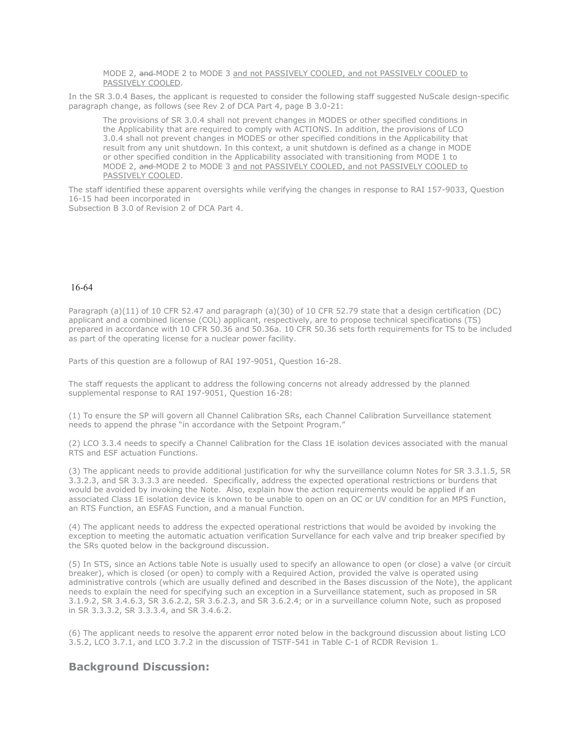MODE 2, ~~and~~ MODE 2 to MODE 3 <u>and not PASSIVELY COOLED, and not PASSIVELY COOLED to PASSIVELY COOLED</u>.

In the SR 3.0.4 Bases, the applicant is requested to consider the following staff suggested NuScale design-specific paragraph change, as follows (see Rev 2 of DCA Part 4, page B 3.0-21:

> The provisions of SR 3.0.4 shall not prevent changes in MODES or other specified conditions in the Applicability that are required to comply with ACTIONS. In addition, the provisions of LCO 3.0.4 shall not prevent changes in MODES or other specified conditions in the Applicability that result from any unit shutdown. In this context, a unit shutdown is defined as a change in MODE or other specified condition in the Applicability associated with transitioning from MODE 1 to MODE 2, ~~and~~ MODE 2 to MODE 3 <u>and not PASSIVELY COOLED, and not PASSIVELY COOLED to PASSIVELY COOLED</u>.

The staff identified these apparent oversights while verifying the changes in response to RAI 157-9033, Question 16-15 had been incorporated in
Subsection B 3.0 of Revision 2 of DCA Part 4.

16-64

Paragraph (a)(11) of 10 CFR 52.47 and paragraph (a)(30) of 10 CFR 52.79 state that a design certification (DC) applicant and a combined license (COL) applicant, respectively, are to propose technical specifications (TS) prepared in accordance with 10 CFR 50.36 and 50.36a. 10 CFR 50.36 sets forth requirements for TS to be included as part of the operating license for a nuclear power facility.

Parts of this question are a followup of RAI 197-9051, Question 16-28.

The staff requests the applicant to address the following concerns not already addressed by the planned supplemental response to RAI 197-9051, Question 16-28:

(1) To ensure the SP will govern all Channel Calibration SRs, each Channel Calibration Surveillance statement needs to append the phrase "in accordance with the Setpoint Program."

(2) LCO 3.3.4 needs to specify a Channel Calibration for the Class 1E isolation devices associated with the manual RTS and ESF actuation Functions.

(3) The applicant needs to provide additional justification for why the surveillance column Notes for SR 3.3.1.5, SR 3.3.2.3, and SR 3.3.3.3 are needed. Specifically, address the expected operational restrictions or burdens that would be avoided by invoking the Note. Also, explain how the action requirements would be applied if an associated Class 1E isolation device is known to be unable to open on an OC or UV condition for an MPS Function, an RTS Function, an ESFAS Function, and a manual Function.

(4) The applicant needs to address the expected operational restrictions that would be avoided by invoking the exception to meeting the automatic actuation verification Survellance for each valve and trip breaker specified by the SRs quoted below in the background discussion.

(5) In STS, since an Actions table Note is usually used to specify an allowance to open (or close) a valve (or circuit breaker), which is closed (or open) to comply with a Required Action, provided the valve is operated using administrative controls (which are usually defined and described in the Bases discussion of the Note), the applicant needs to explain the need for specifying such an exception in a Surveillance statement, such as proposed in SR 3.1.9.2, SR 3.4.6.3, SR 3.6.2.2, SR 3.6.2.3, and SR 3.6.2.4; or in a surveillance column Note, such as proposed in SR 3.3.3.2, SR 3.3.3.4, and SR 3.4.6.2.

(6) The applicant needs to resolve the apparent error noted below in the background discussion about listing LCO 3.5.2, LCO 3.7.1, and LCO 3.7.2 in the discussion of TSTF-541 in Table C-1 of RCDR Revision 1.

## Background Discussion: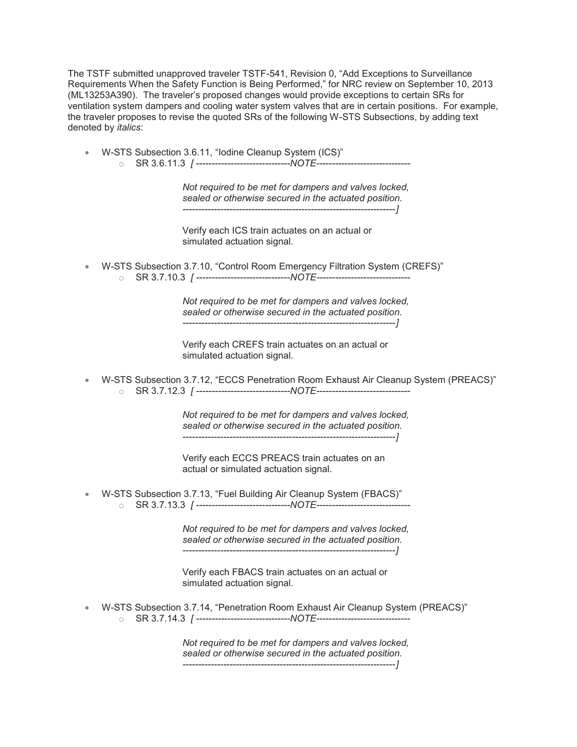The TSTF submitted unapproved traveler TSTF-541, Revision 0, “Add Exceptions to Surveillance Requirements When the Safety Function is Being Performed,” for NRC review on September 10, 2013 (ML13253A390). The traveler’s proposed changes would provide exceptions to certain SRs for ventilation system dampers and cooling water system valves that are in certain positions. For example, the traveler proposes to revise the quoted SRs of the following W-STS Subsections, by adding text denoted by *italics*:

- W-STS Subsection 3.6.11, “Iodine Cleanup System (ICS)”
  - SR 3.6.11.3 *[ ------------------------------NOTE------------------------------*

    *Not required to be met for dampers and valves locked, sealed or otherwise secured in the actuated position.*
    *--------------------------------------------------------------------]*

    Verify each ICS train actuates on an actual or simulated actuation signal.

- W-STS Subsection 3.7.10, “Control Room Emergency Filtration System (CREFS)”
  - SR 3.7.10.3 *[ ------------------------------NOTE------------------------------*

    *Not required to be met for dampers and valves locked, sealed or otherwise secured in the actuated position.*
    *--------------------------------------------------------------------]*

    Verify each CREFS train actuates on an actual or simulated actuation signal.

- W-STS Subsection 3.7.12, “ECCS Penetration Room Exhaust Air Cleanup System (PREACS)”
  - SR 3.7.12.3 *[ ------------------------------NOTE------------------------------*

    *Not required to be met for dampers and valves locked, sealed or otherwise secured in the actuated position.*
    *--------------------------------------------------------------------]*

    Verify each ECCS PREACS train actuates on an actual or simulated actuation signal.

- W-STS Subsection 3.7.13, “Fuel Building Air Cleanup System (FBACS)”
  - SR 3.7.13.3 *[ ------------------------------NOTE------------------------------*

    *Not required to be met for dampers and valves locked, sealed or otherwise secured in the actuated position.*
    *--------------------------------------------------------------------]*

    Verify each FBACS train actuates on an actual or simulated actuation signal.

- W-STS Subsection 3.7.14, “Penetration Room Exhaust Air Cleanup System (PREACS)”
  - SR 3.7.14.3 *[ ------------------------------NOTE------------------------------*

    *Not required to be met for dampers and valves locked, sealed or otherwise secured in the actuated position.*
    *--------------------------------------------------------------------]*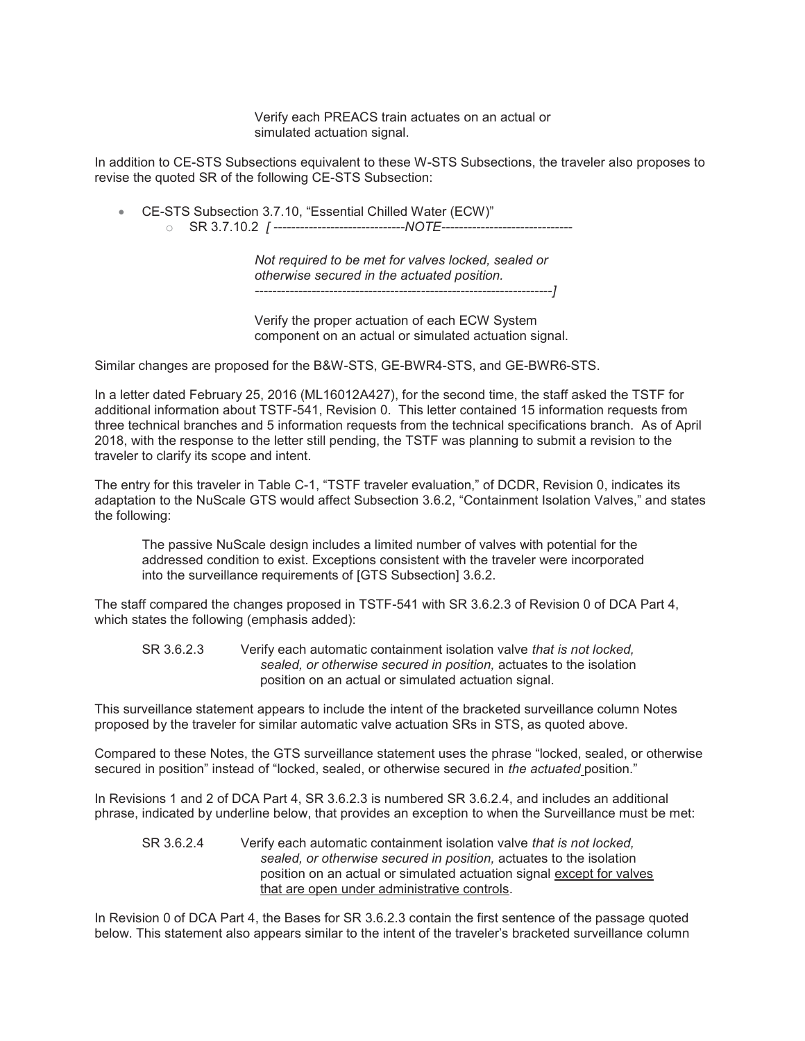Verify each PREACS train actuates on an actual or simulated actuation signal.

In addition to CE-STS Subsections equivalent to these W-STS Subsections, the traveler also proposes to revise the quoted SR of the following CE-STS Subsection:

- CE-STS Subsection 3.7.10, "Essential Chilled Water (ECW)"
  - SR 3.7.10.2 *[ ------------------------------NOTE------------------------------*

    *Not required to be met for valves locked, sealed or otherwise secured in the actuated position.*
    *--------------------------------------------------------------------]*

    Verify the proper actuation of each ECW System component on an actual or simulated actuation signal.

Similar changes are proposed for the B&W-STS, GE-BWR4-STS, and GE-BWR6-STS.

In a letter dated February 25, 2016 (ML16012A427), for the second time, the staff asked the TSTF for additional information about TSTF-541, Revision 0. This letter contained 15 information requests from three technical branches and 5 information requests from the technical specifications branch. As of April 2018, with the response to the letter still pending, the TSTF was planning to submit a revision to the traveler to clarify its scope and intent.

The entry for this traveler in Table C-1, "TSTF traveler evaluation," of DCDR, Revision 0, indicates its adaptation to the NuScale GTS would affect Subsection 3.6.2, "Containment Isolation Valves," and states the following:

> The passive NuScale design includes a limited number of valves with potential for the addressed condition to exist. Exceptions consistent with the traveler were incorporated into the surveillance requirements of [GTS Subsection] 3.6.2.

The staff compared the changes proposed in TSTF-541 with SR 3.6.2.3 of Revision 0 of DCA Part 4, which states the following (emphasis added):

> SR 3.6.2.3 Verify each automatic containment isolation valve *that is not locked, sealed, or otherwise secured in position,* actuates to the isolation position on an actual or simulated actuation signal.

This surveillance statement appears to include the intent of the bracketed surveillance column Notes proposed by the traveler for similar automatic valve actuation SRs in STS, as quoted above.

Compared to these Notes, the GTS surveillance statement uses the phrase "locked, sealed, or otherwise secured in position" instead of "locked, sealed, or otherwise secured in *the actuated* position."

In Revisions 1 and 2 of DCA Part 4, SR 3.6.2.3 is numbered SR 3.6.2.4, and includes an additional phrase, indicated by underline below, that provides an exception to when the Surveillance must be met:

> SR 3.6.2.4 Verify each automatic containment isolation valve *that is not locked, sealed, or otherwise secured in position,* actuates to the isolation position on an actual or simulated actuation signal <u>except for valves that are open under administrative controls</u>.

In Revision 0 of DCA Part 4, the Bases for SR 3.6.2.3 contain the first sentence of the passage quoted below. This statement also appears similar to the intent of the traveler's bracketed surveillance column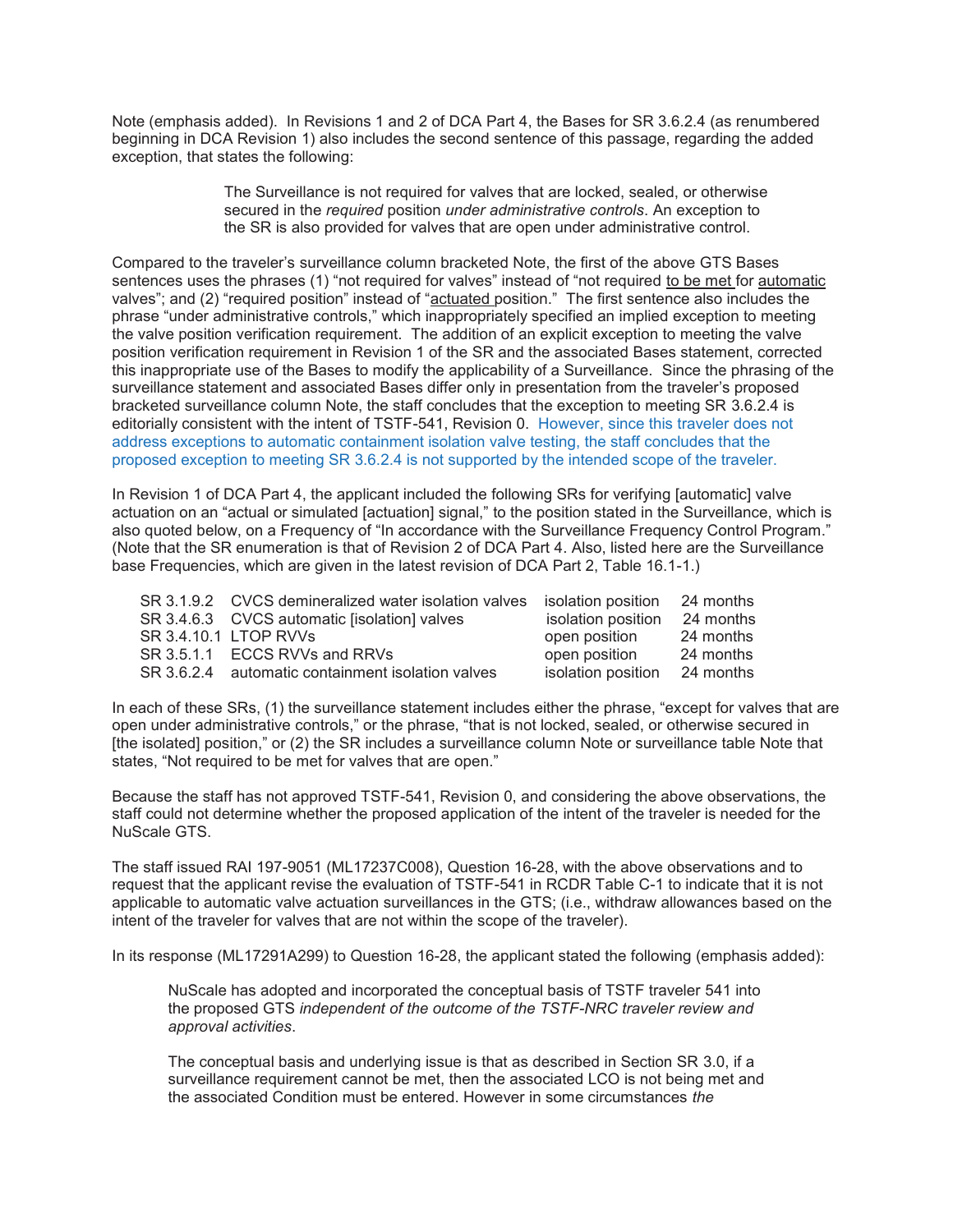Note (emphasis added). In Revisions 1 and 2 of DCA Part 4, the Bases for SR 3.6.2.4 (as renumbered beginning in DCA Revision 1) also includes the second sentence of this passage, regarding the added exception, that states the following:

> The Surveillance is not required for valves that are locked, sealed, or otherwise secured in the *required* position *under administrative controls*. An exception to the SR is also provided for valves that are open under administrative control.

Compared to the traveler's surveillance column bracketed Note, the first of the above GTS Bases sentences uses the phrases (1) "not required for valves" instead of "not required <u>to be met</u> for <u>automatic</u> valves"; and (2) "required position" instead of "<u>actuated</u> position." The first sentence also includes the phrase "under administrative controls," which inappropriately specified an implied exception to meeting the valve position verification requirement. The addition of an explicit exception to meeting the valve position verification requirement in Revision 1 of the SR and the associated Bases statement, corrected this inappropriate use of the Bases to modify the applicability of a Surveillance. Since the phrasing of the surveillance statement and associated Bases differ only in presentation from the traveler's proposed bracketed surveillance column Note, the staff concludes that the exception to meeting SR 3.6.2.4 is editorially consistent with the intent of TSTF-541, Revision 0. However, since this traveler does not address exceptions to automatic containment isolation valve testing, the staff concludes that the proposed exception to meeting SR 3.6.2.4 is not supported by the intended scope of the traveler.

In Revision 1 of DCA Part 4, the applicant included the following SRs for verifying [automatic] valve actuation on an "actual or simulated [actuation] signal," to the position stated in the Surveillance, which is also quoted below, on a Frequency of "In accordance with the Surveillance Frequency Control Program." (Note that the SR enumeration is that of Revision 2 of DCA Part 4. Also, listed here are the Surveillance base Frequencies, which are given in the latest revision of DCA Part 2, Table 16.1-1.)

| | | | |
|---|---|---|---|
| SR 3.1.9.2 | CVCS demineralized water isolation valves | isolation position | 24 months |
| SR 3.4.6.3 | CVCS automatic [isolation] valves | isolation position | 24 months |
| SR 3.4.10.1 | LTOP RVVs | open position | 24 months |
| SR 3.5.1.1 | ECCS RVVs and RRVs | open position | 24 months |
| SR 3.6.2.4 | automatic containment isolation valves | isolation position | 24 months |

In each of these SRs, (1) the surveillance statement includes either the phrase, "except for valves that are open under administrative controls," or the phrase, "that is not locked, sealed, or otherwise secured in [the isolated] position," or (2) the SR includes a surveillance column Note or surveillance table Note that states, "Not required to be met for valves that are open."

Because the staff has not approved TSTF-541, Revision 0, and considering the above observations, the staff could not determine whether the proposed application of the intent of the traveler is needed for the NuScale GTS.

The staff issued RAI 197-9051 (ML17237C008), Question 16-28, with the above observations and to request that the applicant revise the evaluation of TSTF-541 in RCDR Table C-1 to indicate that it is not applicable to automatic valve actuation surveillances in the GTS; (i.e., withdraw allowances based on the intent of the traveler for valves that are not within the scope of the traveler).

In its response (ML17291A299) to Question 16-28, the applicant stated the following (emphasis added):

> NuScale has adopted and incorporated the conceptual basis of TSTF traveler 541 into the proposed GTS *independent of the outcome of the TSTF-NRC traveler review and approval activities*.
>
> The conceptual basis and underlying issue is that as described in Section SR 3.0, if a surveillance requirement cannot be met, then the associated LCO is not being met and the associated Condition must be entered. However in some circumstances *the*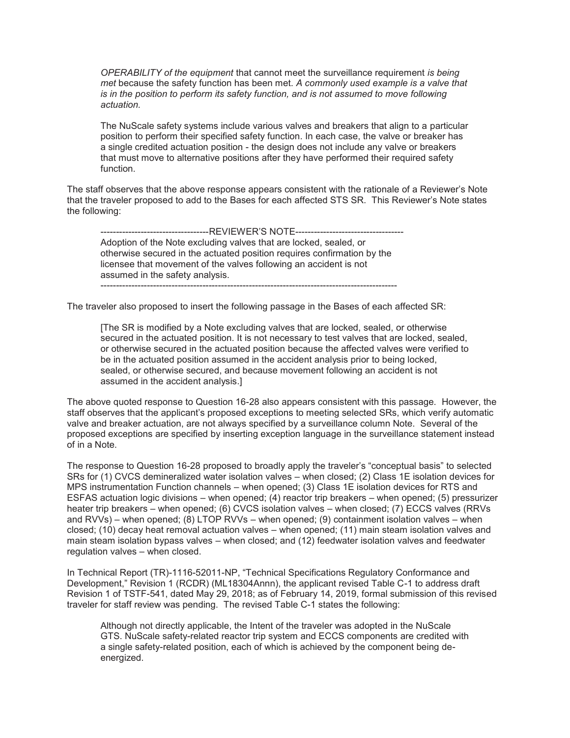> *OPERABILITY of the equipment* that cannot meet the surveillance requirement *is being met* because the safety function has been met. *A commonly used example is a valve that is in the position to perform its safety function, and is not assumed to move following actuation.*
>
> The NuScale safety systems include various valves and breakers that align to a particular position to perform their specified safety function. In each case, the valve or breaker has a single credited actuation position - the design does not include any valve or breakers that must move to alternative positions after they have performed their required safety function.

The staff observes that the above response appears consistent with the rationale of a Reviewer's Note that the traveler proposed to add to the Bases for each affected STS SR. This Reviewer's Note states the following:

> -----------------------------------REVIEWER'S NOTE-----------------------------------
> Adoption of the Note excluding valves that are locked, sealed, or otherwise secured in the actuated position requires confirmation by the licensee that movement of the valves following an accident is not assumed in the safety analysis.
> -------------------------------------------------------------------------------------------------

The traveler also proposed to insert the following passage in the Bases of each affected SR:

> [The SR is modified by a Note excluding valves that are locked, sealed, or otherwise secured in the actuated position. It is not necessary to test valves that are locked, sealed, or otherwise secured in the actuated position because the affected valves were verified to be in the actuated position assumed in the accident analysis prior to being locked, sealed, or otherwise secured, and because movement following an accident is not assumed in the accident analysis.]

The above quoted response to Question 16-28 also appears consistent with this passage. However, the staff observes that the applicant's proposed exceptions to meeting selected SRs, which verify automatic valve and breaker actuation, are not always specified by a surveillance column Note. Several of the proposed exceptions are specified by inserting exception language in the surveillance statement instead of in a Note.

The response to Question 16-28 proposed to broadly apply the traveler's "conceptual basis" to selected SRs for (1) CVCS demineralized water isolation valves – when closed; (2) Class 1E isolation devices for MPS instrumentation Function channels – when opened; (3) Class 1E isolation devices for RTS and ESFAS actuation logic divisions – when opened; (4) reactor trip breakers – when opened; (5) pressurizer heater trip breakers – when opened; (6) CVCS isolation valves – when closed; (7) ECCS valves (RRVs and RVVs) – when opened; (8) LTOP RVVs – when opened; (9) containment isolation valves – when closed; (10) decay heat removal actuation valves – when opened; (11) main steam isolation valves and main steam isolation bypass valves – when closed; and (12) feedwater isolation valves and feedwater regulation valves – when closed.

In Technical Report (TR)-1116-52011-NP, "Technical Specifications Regulatory Conformance and Development," Revision 1 (RCDR) (ML18304Annn), the applicant revised Table C-1 to address draft Revision 1 of TSTF-541, dated May 29, 2018; as of February 14, 2019, formal submission of this revised traveler for staff review was pending. The revised Table C-1 states the following:

> Although not directly applicable, the Intent of the traveler was adopted in the NuScale GTS. NuScale safety-related reactor trip system and ECCS components are credited with a single safety-related position, each of which is achieved by the component being de-energized.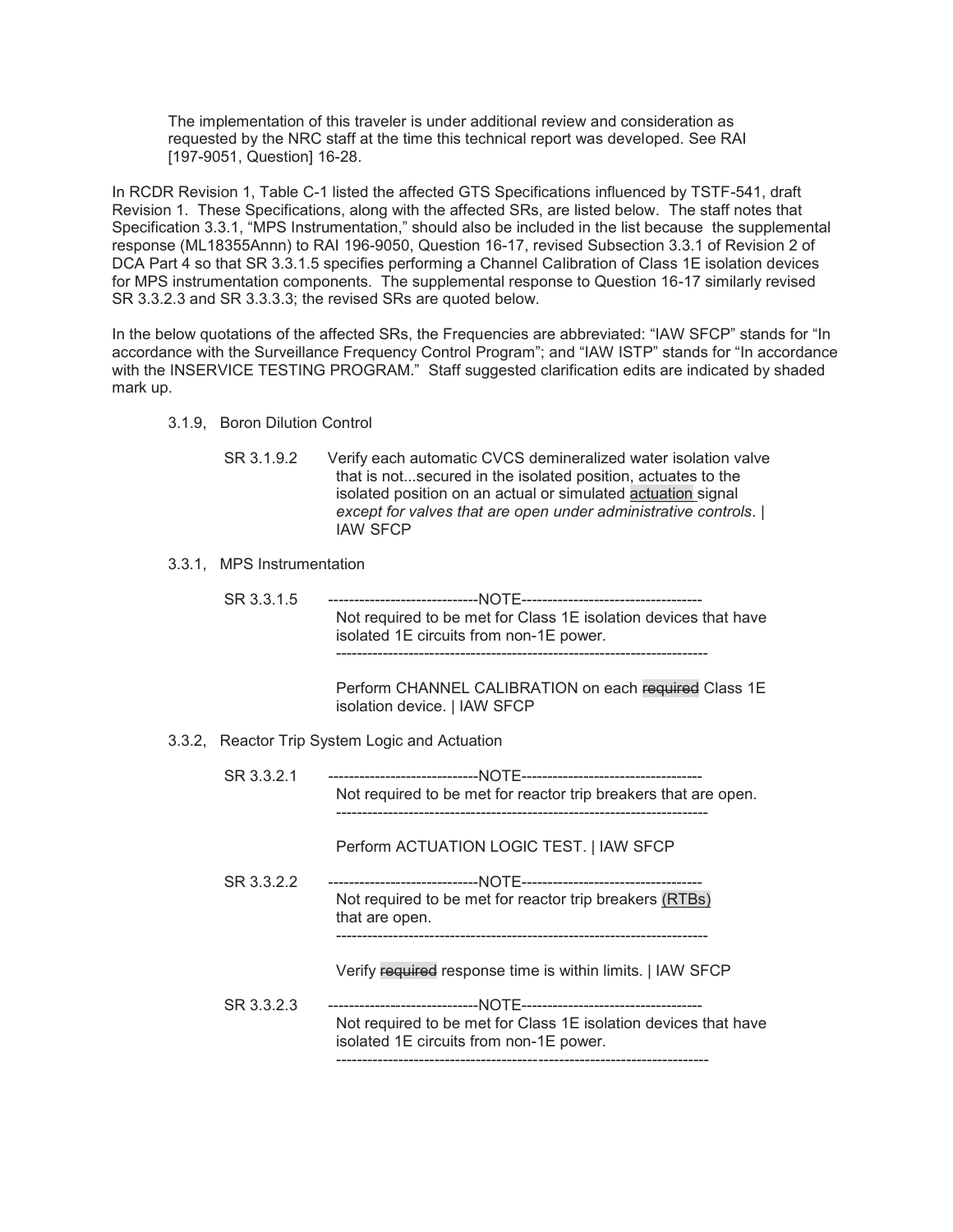The implementation of this traveler is under additional review and consideration as requested by the NRC staff at the time this technical report was developed. See RAI [197-9051, Question] 16-28.

In RCDR Revision 1, Table C-1 listed the affected GTS Specifications influenced by TSTF-541, draft Revision 1. These Specifications, along with the affected SRs, are listed below. The staff notes that Specification 3.3.1, "MPS Instrumentation," should also be included in the list because the supplemental response (ML18355Annn) to RAI 196-9050, Question 16-17, revised Subsection 3.3.1 of Revision 2 of DCA Part 4 so that SR 3.3.1.5 specifies performing a Channel Calibration of Class 1E isolation devices for MPS instrumentation components. The supplemental response to Question 16-17 similarly revised SR 3.3.2.3 and SR 3.3.3.3; the revised SRs are quoted below.

In the below quotations of the affected SRs, the Frequencies are abbreviated: "IAW SFCP" stands for "In accordance with the Surveillance Frequency Control Program"; and "IAW ISTP" stands for "In accordance with the INSERVICE TESTING PROGRAM." Staff suggested clarification edits are indicated by shaded mark up.

3.1.9, Boron Dilution Control

SR 3.1.9.2 Verify each automatic CVCS demineralized water isolation valve that is not...secured in the isolated position, actuates to the isolated position on an actual or simulated actuation signal *except for valves that are open under administrative controls*. | IAW SFCP

3.3.1, MPS Instrumentation

SR 3.3.1.5

-----------------------------NOTE-----------------------------------
Not required to be met for Class 1E isolation devices that have isolated 1E circuits from non-1E power.
-----------------------------------------------------------------------

Perform CHANNEL CALIBRATION on each ~~required~~ Class 1E isolation device. | IAW SFCP

3.3.2, Reactor Trip System Logic and Actuation

SR 3.3.2.1

-----------------------------NOTE-----------------------------------
Not required to be met for reactor trip breakers that are open.
-----------------------------------------------------------------------

Perform ACTUATION LOGIC TEST. | IAW SFCP

SR 3.3.2.2

-----------------------------NOTE-----------------------------------
Not required to be met for reactor trip breakers (RTBs) that are open.
-----------------------------------------------------------------------

Verify ~~required~~ response time is within limits. | IAW SFCP

SR 3.3.2.3

-----------------------------NOTE-----------------------------------
Not required to be met for Class 1E isolation devices that have isolated 1E circuits from non-1E power.
-----------------------------------------------------------------------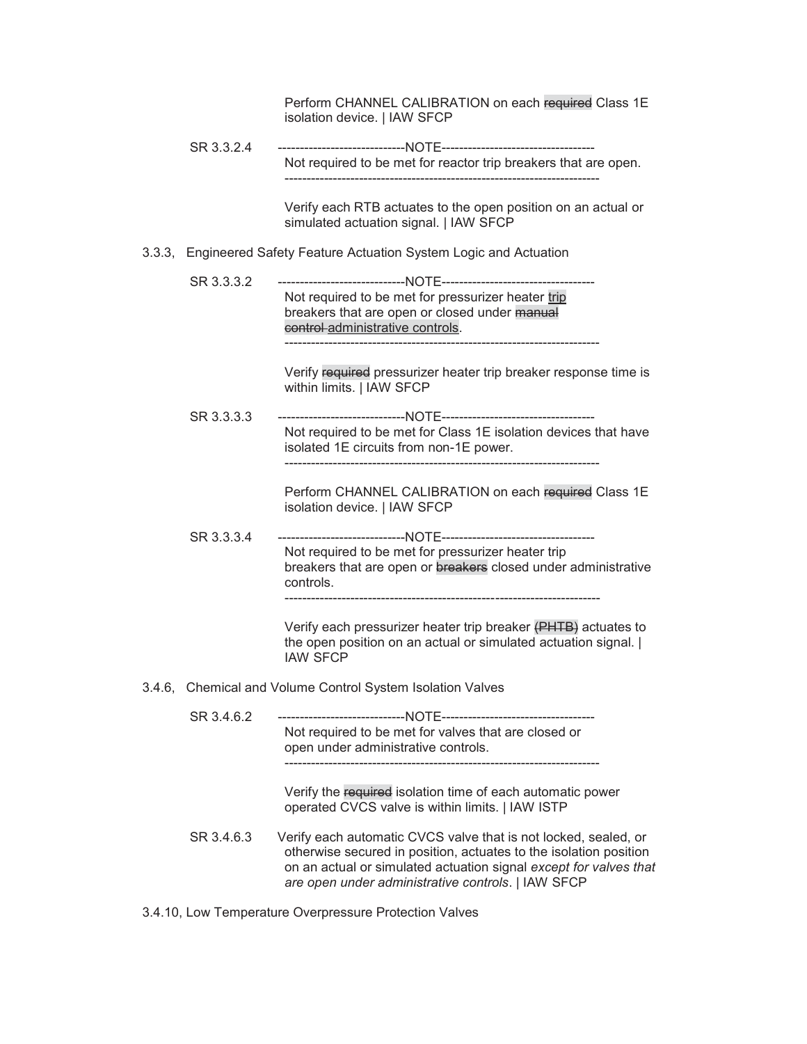Perform CHANNEL CALIBRATION on each ~~required~~ Class 1E isolation device. | IAW SFCP

SR 3.3.2.4

-----------------------------NOTE-----------------------------------
Not required to be met for reactor trip breakers that are open.
------------------------------------------------------------------------

Verify each RTB actuates to the open position on an actual or simulated actuation signal. | IAW SFCP

3.3.3, Engineered Safety Feature Actuation System Logic and Actuation

SR 3.3.3.2

-----------------------------NOTE-----------------------------------
Not required to be met for pressurizer heater <u>trip</u> breakers that are open or closed under ~~manual control~~ <u>administrative controls</u>.
------------------------------------------------------------------------

Verify ~~required~~ pressurizer heater trip breaker response time is within limits. | IAW SFCP

SR 3.3.3.3

-----------------------------NOTE-----------------------------------
Not required to be met for Class 1E isolation devices that have isolated 1E circuits from non-1E power.
------------------------------------------------------------------------

Perform CHANNEL CALIBRATION on each ~~required~~ Class 1E isolation device. | IAW SFCP

SR 3.3.3.4

-----------------------------NOTE-----------------------------------
Not required to be met for pressurizer heater trip breakers that are open or ~~breakers~~ closed under administrative controls.
------------------------------------------------------------------------

Verify each pressurizer heater trip breaker ~~(PHTB)~~ actuates to the open position on an actual or simulated actuation signal. | IAW SFCP

3.4.6, Chemical and Volume Control System Isolation Valves

SR 3.4.6.2

-----------------------------NOTE-----------------------------------
Not required to be met for valves that are closed or open under administrative controls.
------------------------------------------------------------------------

Verify the ~~required~~ isolation time of each automatic power operated CVCS valve is within limits. | IAW ISTP

SR 3.4.6.3

Verify each automatic CVCS valve that is not locked, sealed, or otherwise secured in position, actuates to the isolation position on an actual or simulated actuation signal *except for valves that are open under administrative controls*. | IAW SFCP

3.4.10, Low Temperature Overpressure Protection Valves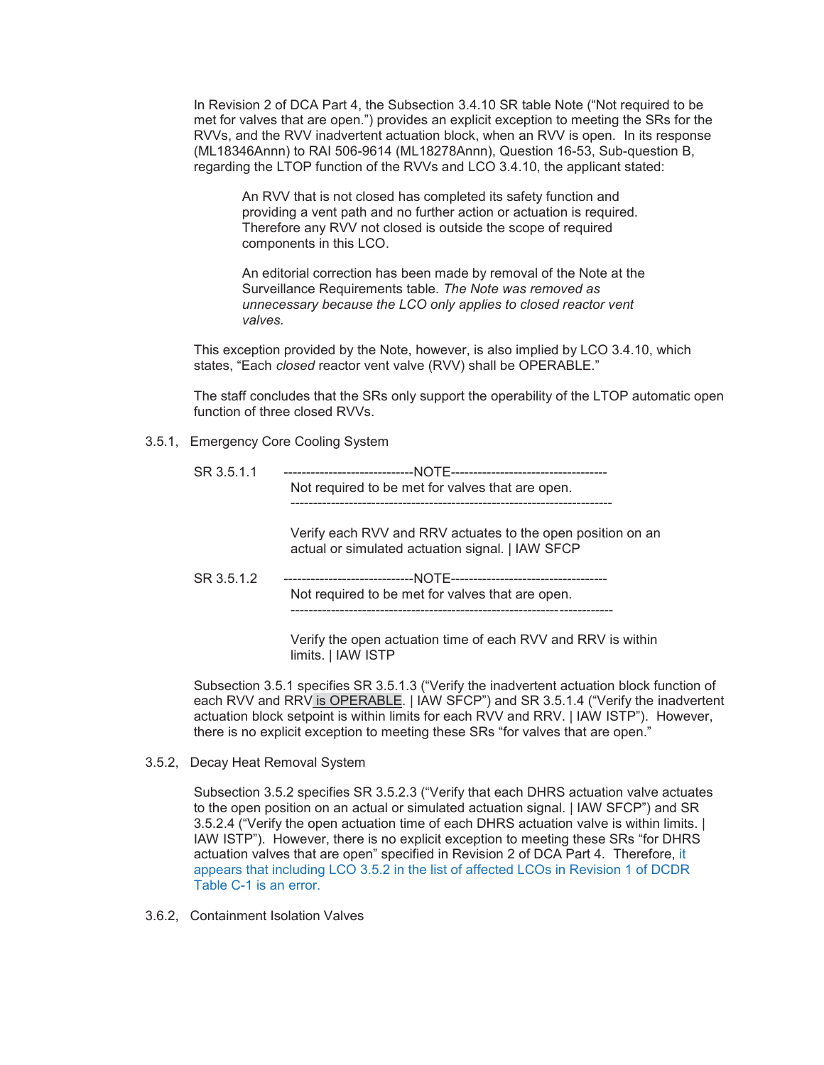In Revision 2 of DCA Part 4, the Subsection 3.4.10 SR table Note ("Not required to be met for valves that are open.") provides an explicit exception to meeting the SRs for the RVVs, and the RVV inadvertent actuation block, when an RVV is open. In its response (ML18346Annn) to RAI 506-9614 (ML18278Annn), Question 16-53, Sub-question B, regarding the LTOP function of the RVVs and LCO 3.4.10, the applicant stated:

> An RVV that is not closed has completed its safety function and providing a vent path and no further action or actuation is required. Therefore any RVV not closed is outside the scope of required components in this LCO.
>
> An editorial correction has been made by removal of the Note at the Surveillance Requirements table. *The Note was removed as unnecessary because the LCO only applies to closed reactor vent valves.*

This exception provided by the Note, however, is also implied by LCO 3.4.10, which states, "Each *closed* reactor vent valve (RVV) shall be OPERABLE."

The staff concludes that the SRs only support the operability of the LTOP automatic open function of three closed RVVs.

3.5.1, Emergency Core Cooling System

SR 3.5.1.1 -----------------------------NOTE-----------------------------------
Not required to be met for valves that are open.
-----------------------------------------------------------------------

Verify each RVV and RRV actuates to the open position on an actual or simulated actuation signal. | IAW SFCP

SR 3.5.1.2 -----------------------------NOTE-----------------------------------
Not required to be met for valves that are open.
-----------------------------------------------------------------------

Verify the open actuation time of each RVV and RRV is within limits. | IAW ISTP

Subsection 3.5.1 specifies SR 3.5.1.3 ("Verify the inadvertent actuation block function of each RVV and RRV is OPERABLE. | IAW SFCP") and SR 3.5.1.4 ("Verify the inadvertent actuation block setpoint is within limits for each RVV and RRV. | IAW ISTP"). However, there is no explicit exception to meeting these SRs "for valves that are open."

3.5.2, Decay Heat Removal System

Subsection 3.5.2 specifies SR 3.5.2.3 ("Verify that each DHRS actuation valve actuates to the open position on an actual or simulated actuation signal. | IAW SFCP") and SR 3.5.2.4 ("Verify the open actuation time of each DHRS actuation valve is within limits. | IAW ISTP"). However, there is no explicit exception to meeting these SRs "for DHRS actuation valves that are open" specified in Revision 2 of DCA Part 4. Therefore, it appears that including LCO 3.5.2 in the list of affected LCOs in Revision 1 of DCDR Table C-1 is an error.

3.6.2, Containment Isolation Valves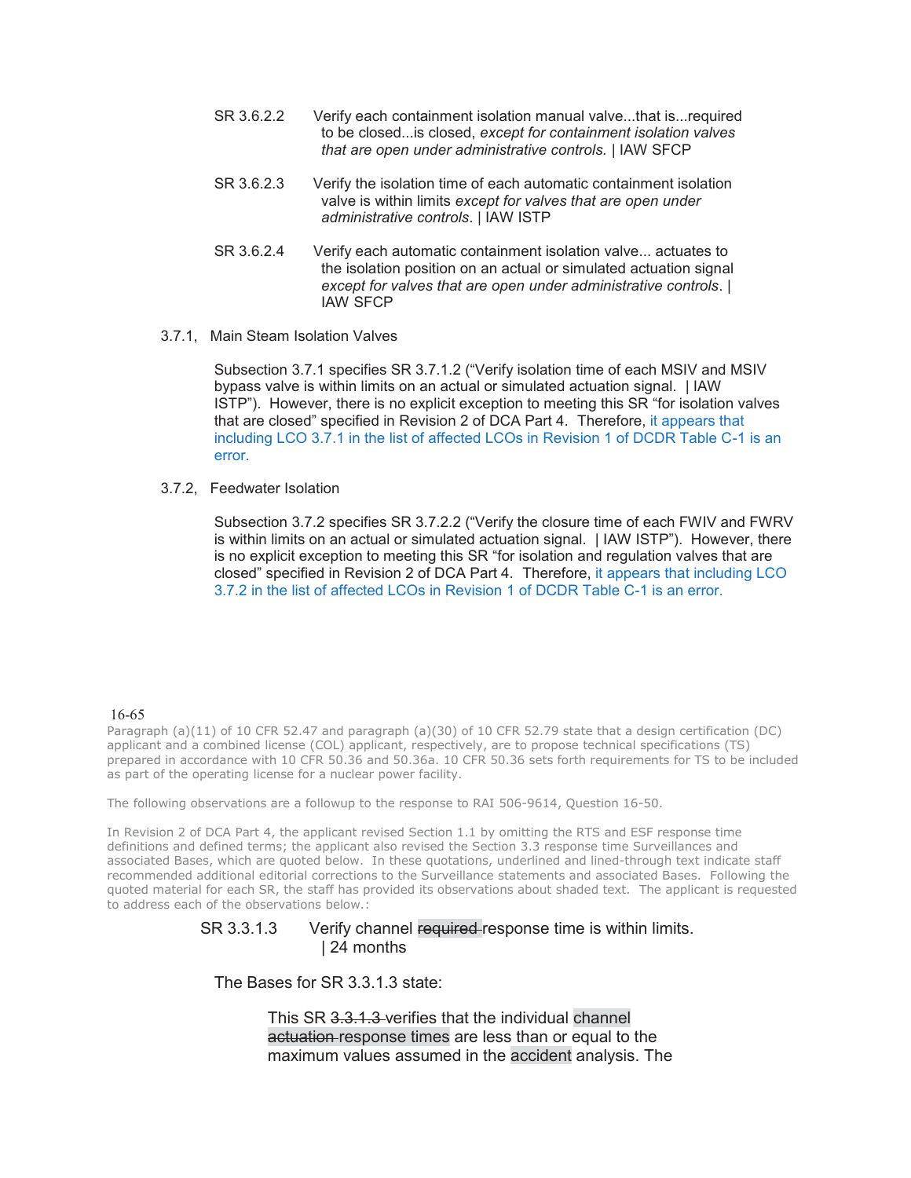SR 3.6.2.2 Verify each containment isolation manual valve...that is...required to be closed...is closed, *except for containment isolation valves that are open under administrative controls.* | IAW SFCP

SR 3.6.2.3 Verify the isolation time of each automatic containment isolation valve is within limits *except for valves that are open under administrative controls*. | IAW ISTP

SR 3.6.2.4 Verify each automatic containment isolation valve... actuates to the isolation position on an actual or simulated actuation signal *except for valves that are open under administrative controls*. | IAW SFCP

3.7.1, Main Steam Isolation Valves

Subsection 3.7.1 specifies SR 3.7.1.2 (“Verify isolation time of each MSIV and MSIV bypass valve is within limits on an actual or simulated actuation signal. | IAW ISTP”). However, there is no explicit exception to meeting this SR “for isolation valves that are closed” specified in Revision 2 of DCA Part 4. Therefore, it appears that including LCO 3.7.1 in the list of affected LCOs in Revision 1 of DCDR Table C-1 is an error.

3.7.2, Feedwater Isolation

Subsection 3.7.2 specifies SR 3.7.2.2 (“Verify the closure time of each FWIV and FWRV is within limits on an actual or simulated actuation signal. | IAW ISTP”). However, there is no explicit exception to meeting this SR “for isolation and regulation valves that are closed” specified in Revision 2 of DCA Part 4. Therefore, it appears that including LCO 3.7.2 in the list of affected LCOs in Revision 1 of DCDR Table C-1 is an error.

16-65

Paragraph (a)(11) of 10 CFR 52.47 and paragraph (a)(30) of 10 CFR 52.79 state that a design certification (DC) applicant and a combined license (COL) applicant, respectively, are to propose technical specifications (TS) prepared in accordance with 10 CFR 50.36 and 50.36a. 10 CFR 50.36 sets forth requirements for TS to be included as part of the operating license for a nuclear power facility.

The following observations are a followup to the response to RAI 506-9614, Question 16-50.

In Revision 2 of DCA Part 4, the applicant revised Section 1.1 by omitting the RTS and ESF response time definitions and defined terms; the applicant also revised the Section 3.3 response time Surveillances and associated Bases, which are quoted below. In these quotations, underlined and lined-through text indicate staff recommended additional editorial corrections to the Surveillance statements and associated Bases. Following the quoted material for each SR, the staff has provided its observations about shaded text. The applicant is requested to address each of the observations below.:

SR 3.3.1.3 Verify channel ~~required~~ response time is within limits. | 24 months

The Bases for SR 3.3.1.3 state:

> This SR ~~3.3.1.3~~ verifies that the individual channel ~~actuation~~ response times are less than or equal to the maximum values assumed in the accident analysis. The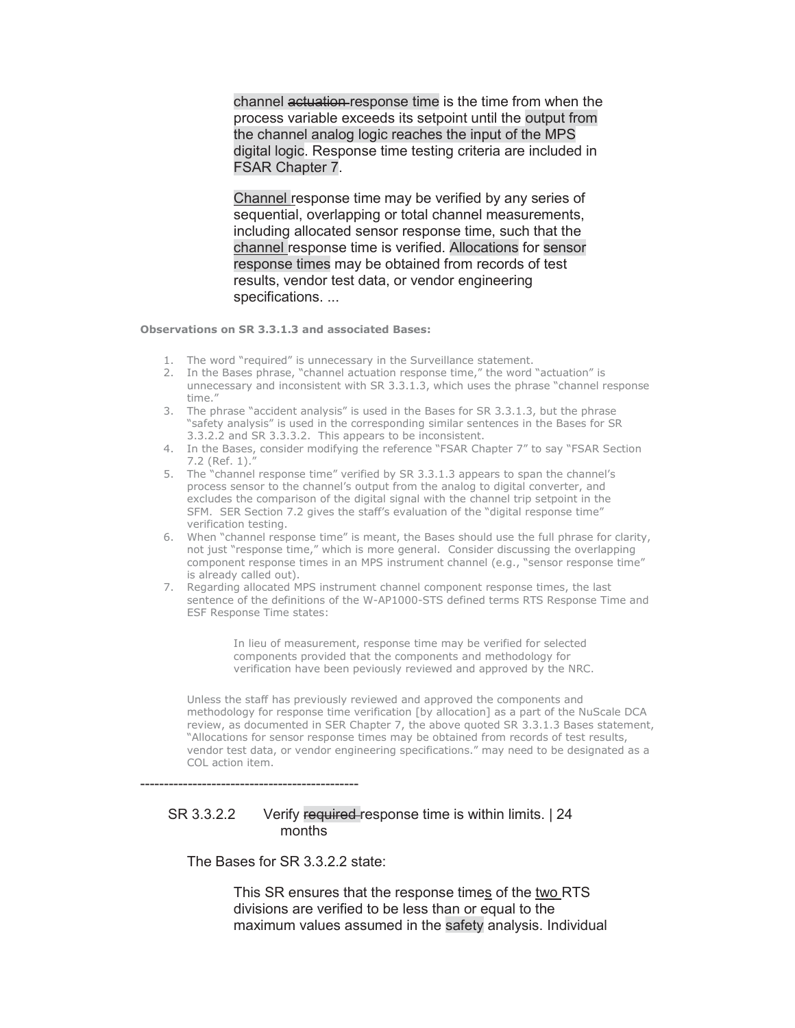channel ~~actuation~~ response time is the time from when the process variable exceeds its setpoint until the output from the channel analog logic reaches the input of the MPS digital logic. Response time testing criteria are included in FSAR Chapter 7.

Channel response time may be verified by any series of sequential, overlapping or total channel measurements, including allocated sensor response time, such that the channel response time is verified. Allocations for sensor response times may be obtained from records of test results, vendor test data, or vendor engineering specifications. ...

**Observations on SR 3.3.1.3 and associated Bases:**

1. The word "required" is unnecessary in the Surveillance statement.
2. In the Bases phrase, "channel actuation response time," the word "actuation" is unnecessary and inconsistent with SR 3.3.1.3, which uses the phrase "channel response time."
3. The phrase "accident analysis" is used in the Bases for SR 3.3.1.3, but the phrase "safety analysis" is used in the corresponding similar sentences in the Bases for SR 3.3.2.2 and SR 3.3.3.2. This appears to be inconsistent.
4. In the Bases, consider modifying the reference "FSAR Chapter 7" to say "FSAR Section 7.2 (Ref. 1)."
5. The "channel response time" verified by SR 3.3.1.3 appears to span the channel's process sensor to the channel's output from the analog to digital converter, and excludes the comparison of the digital signal with the channel trip setpoint in the SFM. SER Section 7.2 gives the staff's evaluation of the "digital response time" verification testing.
6. When "channel response time" is meant, the Bases should use the full phrase for clarity, not just "response time," which is more general. Consider discussing the overlapping component response times in an MPS instrument channel (e.g., "sensor response time" is already called out).
7. Regarding allocated MPS instrument channel component response times, the last sentence of the definitions of the W-AP1000-STS defined terms RTS Response Time and ESF Response Time states:

   > In lieu of measurement, response time may be verified for selected components provided that the components and methodology for verification have been peviously reviewed and approved by the NRC.

   Unless the staff has previously reviewed and approved the components and methodology for response time verification [by allocation] as a part of the NuScale DCA review, as documented in SER Chapter 7, the above quoted SR 3.3.1.3 Bases statement, "Allocations for sensor response times may be obtained from records of test results, vendor test data, or vendor engineering specifications." may need to be designated as a COL action item.

---

SR 3.3.2.2 Verify ~~required~~ response time is within limits. | 24 months

The Bases for SR 3.3.2.2 state:

> This SR ensures that the response times of the two RTS divisions are verified to be less than or equal to the maximum values assumed in the safety analysis. Individual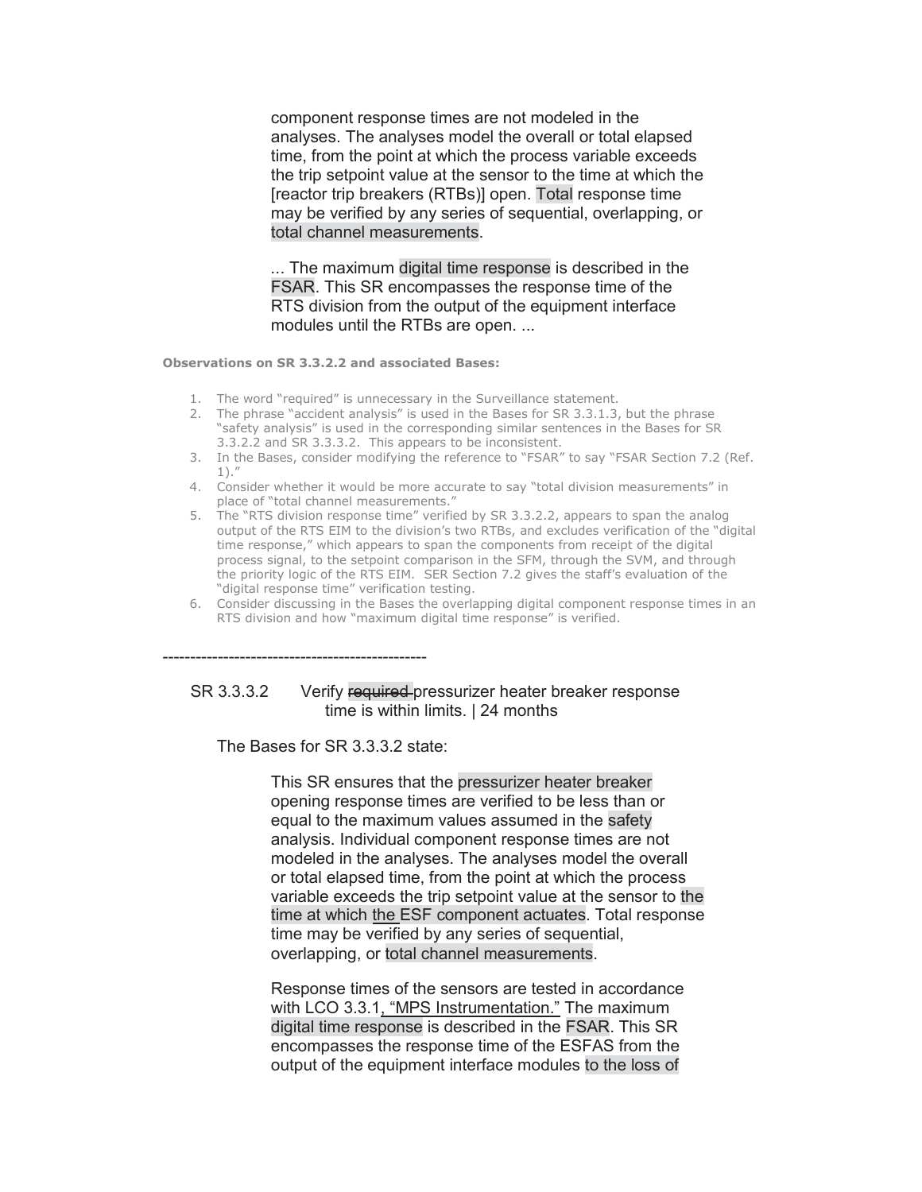component response times are not modeled in the analyses. The analyses model the overall or total elapsed time, from the point at which the process variable exceeds the trip setpoint value at the sensor to the time at which the [reactor trip breakers (RTBs)] open. Total response time may be verified by any series of sequential, overlapping, or total channel measurements.

... The maximum digital time response is described in the FSAR. This SR encompasses the response time of the RTS division from the output of the equipment interface modules until the RTBs are open. ...

**Observations on SR 3.3.2.2 and associated Bases:**

1. The word "required" is unnecessary in the Surveillance statement.
2. The phrase "accident analysis" is used in the Bases for SR 3.3.1.3, but the phrase "safety analysis" is used in the corresponding similar sentences in the Bases for SR 3.3.2.2 and SR 3.3.3.2. This appears to be inconsistent.
3. In the Bases, consider modifying the reference to "FSAR" to say "FSAR Section 7.2 (Ref. 1)."
4. Consider whether it would be more accurate to say "total division measurements" in place of "total channel measurements."
5. The "RTS division response time" verified by SR 3.3.2.2, appears to span the analog output of the RTS EIM to the division's two RTBs, and excludes verification of the "digital time response," which appears to span the components from receipt of the digital process signal, to the setpoint comparison in the SFM, through the SVM, and through the priority logic of the RTS EIM. SER Section 7.2 gives the staff's evaluation of the "digital response time" verification testing.
6. Consider discussing in the Bases the overlapping digital component response times in an RTS division and how "maximum digital time response" is verified.

------------------------------------------------

SR 3.3.3.2 Verify ~~required~~ pressurizer heater breaker response time is within limits. | 24 months

The Bases for SR 3.3.3.2 state:

This SR ensures that the pressurizer heater breaker opening response times are verified to be less than or equal to the maximum values assumed in the safety analysis. Individual component response times are not modeled in the analyses. The analyses model the overall or total elapsed time, from the point at which the process variable exceeds the trip setpoint value at the sensor to the time at which the ESF component actuates. Total response time may be verified by any series of sequential, overlapping, or total channel measurements.

Response times of the sensors are tested in accordance with LCO 3.3.1, "MPS Instrumentation." The maximum digital time response is described in the FSAR. This SR encompasses the response time of the ESFAS from the output of the equipment interface modules to the loss of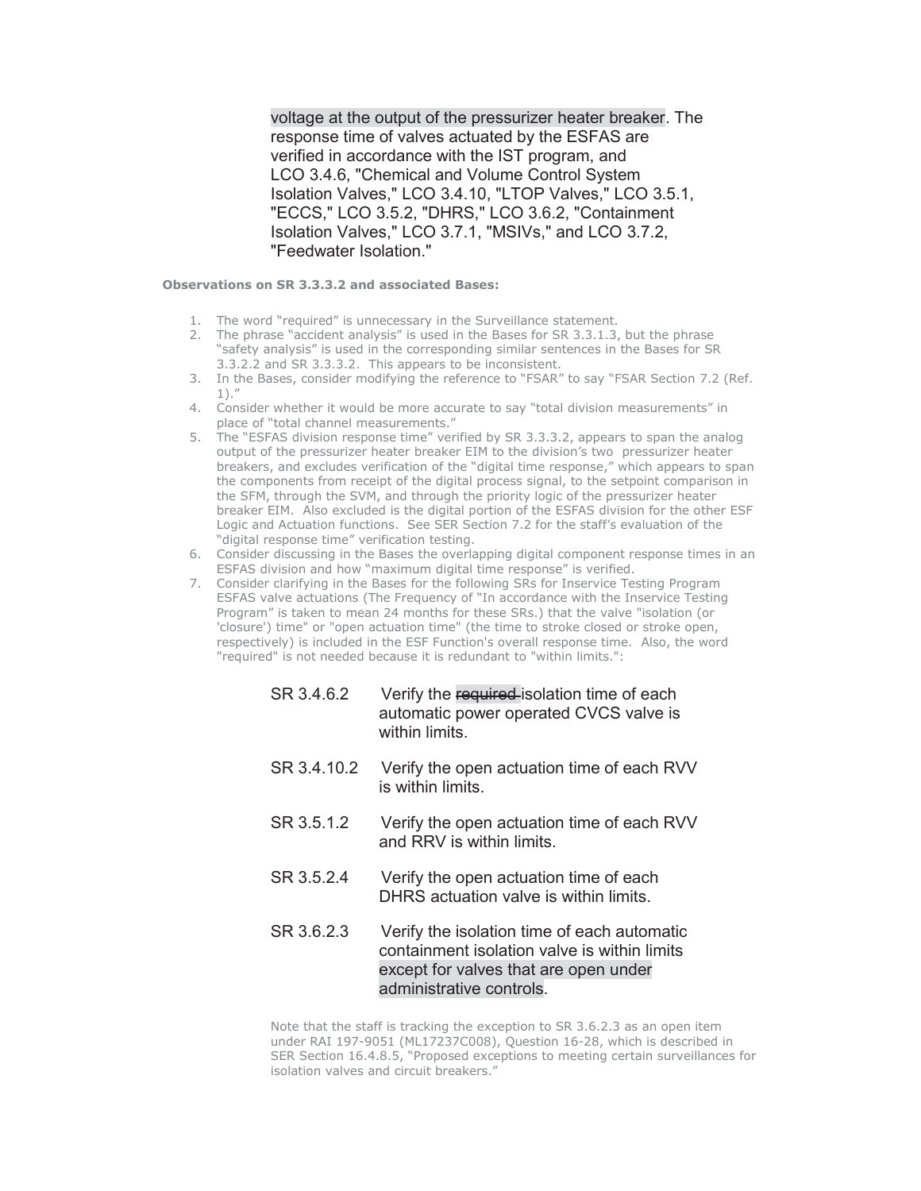voltage at the output of the pressurizer heater breaker. The response time of valves actuated by the ESFAS are verified in accordance with the IST program, and LCO 3.4.6, "Chemical and Volume Control System Isolation Valves," LCO 3.4.10, "LTOP Valves," LCO 3.5.1, "ECCS," LCO 3.5.2, "DHRS," LCO 3.6.2, "Containment Isolation Valves," LCO 3.7.1, "MSIVs," and LCO 3.7.2, "Feedwater Isolation."

**Observations on SR 3.3.3.2 and associated Bases:**

1. The word "required" is unnecessary in the Surveillance statement.
2. The phrase "accident analysis" is used in the Bases for SR 3.3.1.3, but the phrase "safety analysis" is used in the corresponding similar sentences in the Bases for SR 3.3.2.2 and SR 3.3.3.2. This appears to be inconsistent.
3. In the Bases, consider modifying the reference to "FSAR" to say "FSAR Section 7.2 (Ref. 1)."
4. Consider whether it would be more accurate to say "total division measurements" in place of "total channel measurements."
5. The "ESFAS division response time" verified by SR 3.3.3.2, appears to span the analog output of the pressurizer heater breaker EIM to the division's two pressurizer heater breakers, and excludes verification of the "digital time response," which appears to span the components from receipt of the digital process signal, to the setpoint comparison in the SFM, through the SVM, and through the priority logic of the pressurizer heater breaker EIM. Also excluded is the digital portion of the ESFAS division for the other ESF Logic and Actuation functions. See SER Section 7.2 for the staff's evaluation of the "digital response time" verification testing.
6. Consider discussing in the Bases the overlapping digital component response times in an ESFAS division and how "maximum digital time response" is verified.
7. Consider clarifying in the Bases for the following SRs for Inservice Testing Program ESFAS valve actuations (The Frequency of "In accordance with the Inservice Testing Program" is taken to mean 24 months for these SRs.) that the valve "isolation (or 'closure') time" or "open actuation time" (the time to stroke closed or stroke open, respectively) is included in the ESF Function's overall response time. Also, the word "required" is not needed because it is redundant to "within limits.":

SR 3.4.6.2 Verify the ~~required~~ isolation time of each automatic power operated CVCS valve is within limits.

SR 3.4.10.2 Verify the open actuation time of each RVV is within limits.

SR 3.5.1.2 Verify the open actuation time of each RVV and RRV is within limits.

SR 3.5.2.4 Verify the open actuation time of each DHRS actuation valve is within limits.

SR 3.6.2.3 Verify the isolation time of each automatic containment isolation valve is within limits except for valves that are open under administrative controls.

Note that the staff is tracking the exception to SR 3.6.2.3 as an open item under RAI 197-9051 (ML17237C008), Question 16-28, which is described in SER Section 16.4.8.5, "Proposed exceptions to meeting certain surveillances for isolation valves and circuit breakers."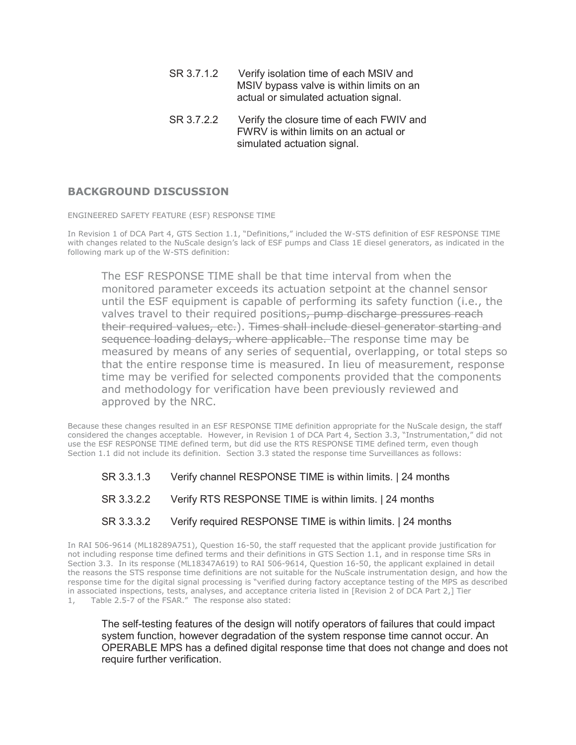SR 3.7.1.2 Verify isolation time of each MSIV and MSIV bypass valve is within limits on an actual or simulated actuation signal.

SR 3.7.2.2 Verify the closure time of each FWIV and FWRV is within limits on an actual or simulated actuation signal.

## BACKGROUND DISCUSSION

ENGINEERED SAFETY FEATURE (ESF) RESPONSE TIME

In Revision 1 of DCA Part 4, GTS Section 1.1, "Definitions," included the W-STS definition of ESF RESPONSE TIME with changes related to the NuScale design's lack of ESF pumps and Class 1E diesel generators, as indicated in the following mark up of the W-STS definition:

> The ESF RESPONSE TIME shall be that time interval from when the monitored parameter exceeds its actuation setpoint at the channel sensor until the ESF equipment is capable of performing its safety function (i.e., the valves travel to their required positions~~, pump discharge pressures reach their required values, etc.~~). ~~Times shall include diesel generator starting and sequence loading delays, where applicable.~~ The response time may be measured by means of any series of sequential, overlapping, or total steps so that the entire response time is measured. In lieu of measurement, response time may be verified for selected components provided that the components and methodology for verification have been previously reviewed and approved by the NRC.

Because these changes resulted in an ESF RESPONSE TIME definition appropriate for the NuScale design, the staff considered the changes acceptable. However, in Revision 1 of DCA Part 4, Section 3.3, "Instrumentation," did not use the ESF RESPONSE TIME defined term, but did use the RTS RESPONSE TIME defined term, even though Section 1.1 did not include its definition. Section 3.3 stated the response time Surveillances as follows:

SR 3.3.1.3 Verify channel RESPONSE TIME is within limits. | 24 months

SR 3.3.2.2 Verify RTS RESPONSE TIME is within limits. | 24 months

SR 3.3.3.2 Verify required RESPONSE TIME is within limits. | 24 months

In RAI 506-9614 (ML18289A751), Question 16-50, the staff requested that the applicant provide justification for not including response time defined terms and their definitions in GTS Section 1.1, and in response time SRs in Section 3.3. In its response (ML18347A619) to RAI 506-9614, Question 16-50, the applicant explained in detail the reasons the STS response time definitions are not suitable for the NuScale instrumentation design, and how the response time for the digital signal processing is "verified during factory acceptance testing of the MPS as described in associated inspections, tests, analyses, and acceptance criteria listed in [Revision 2 of DCA Part 2,] Tier 1, Table 2.5-7 of the FSAR." The response also stated:

> The self-testing features of the design will notify operators of failures that could impact system function, however degradation of the system response time cannot occur. An OPERABLE MPS has a defined digital response time that does not change and does not require further verification.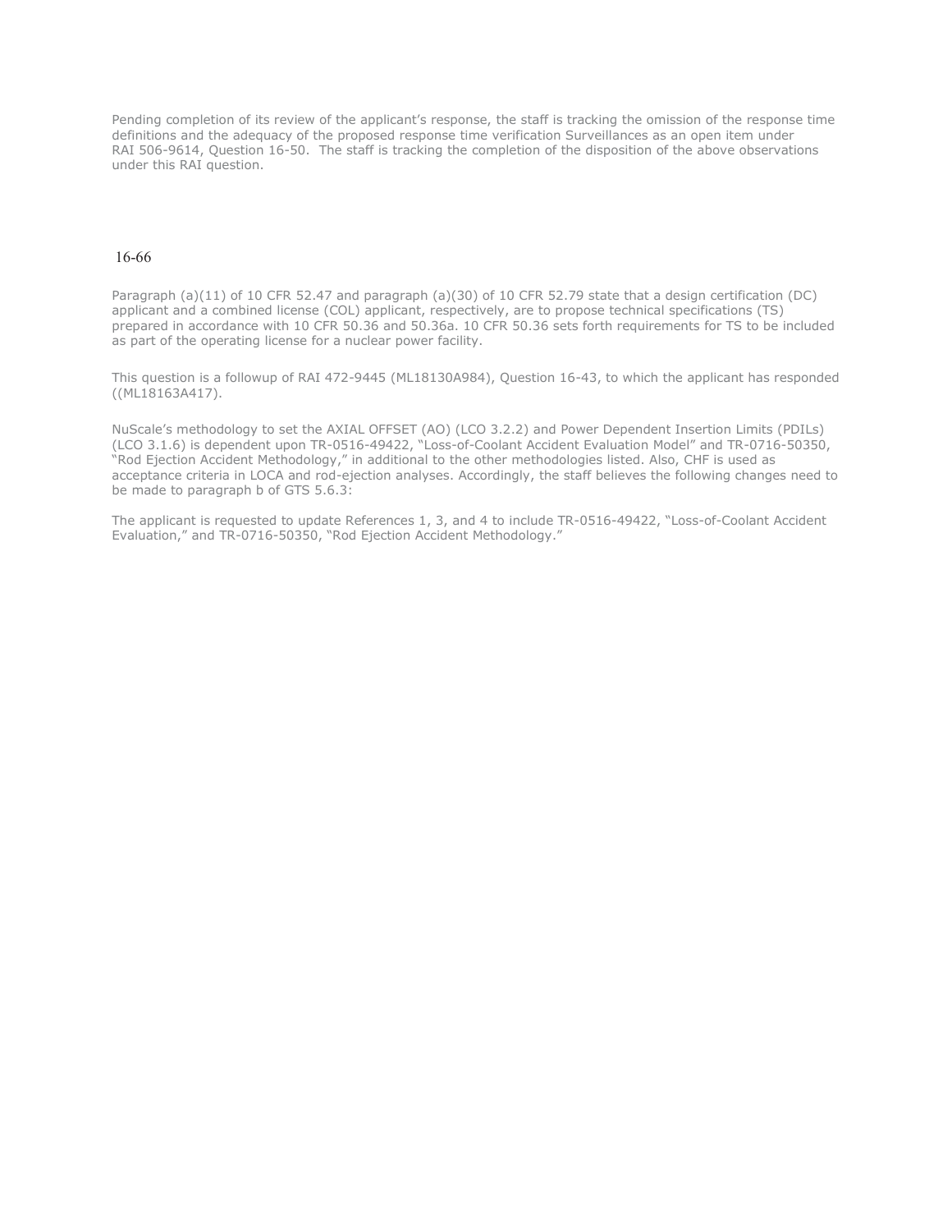Pending completion of its review of the applicant's response, the staff is tracking the omission of the response time definitions and the adequacy of the proposed response time verification Surveillances as an open item under RAI 506-9614, Question 16-50. The staff is tracking the completion of the disposition of the above observations under this RAI question.

16-66

Paragraph (a)(11) of 10 CFR 52.47 and paragraph (a)(30) of 10 CFR 52.79 state that a design certification (DC) applicant and a combined license (COL) applicant, respectively, are to propose technical specifications (TS) prepared in accordance with 10 CFR 50.36 and 50.36a. 10 CFR 50.36 sets forth requirements for TS to be included as part of the operating license for a nuclear power facility.

This question is a followup of RAI 472-9445 (ML18130A984), Question 16-43, to which the applicant has responded ((ML18163A417).

NuScale's methodology to set the AXIAL OFFSET (AO) (LCO 3.2.2) and Power Dependent Insertion Limits (PDILs) (LCO 3.1.6) is dependent upon TR-0516-49422, "Loss-of-Coolant Accident Evaluation Model" and TR-0716-50350, "Rod Ejection Accident Methodology," in additional to the other methodologies listed. Also, CHF is used as acceptance criteria in LOCA and rod-ejection analyses. Accordingly, the staff believes the following changes need to be made to paragraph b of GTS 5.6.3:

The applicant is requested to update References 1, 3, and 4 to include TR-0516-49422, "Loss-of-Coolant Accident Evaluation," and TR-0716-50350, "Rod Ejection Accident Methodology."